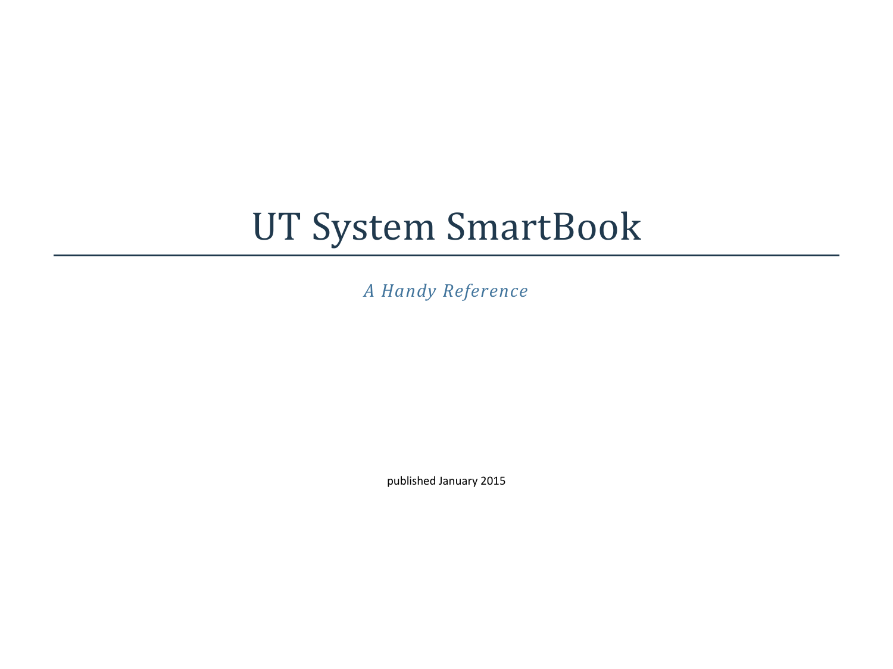# UT System SmartBook

*A Handy Reference*

published January 2015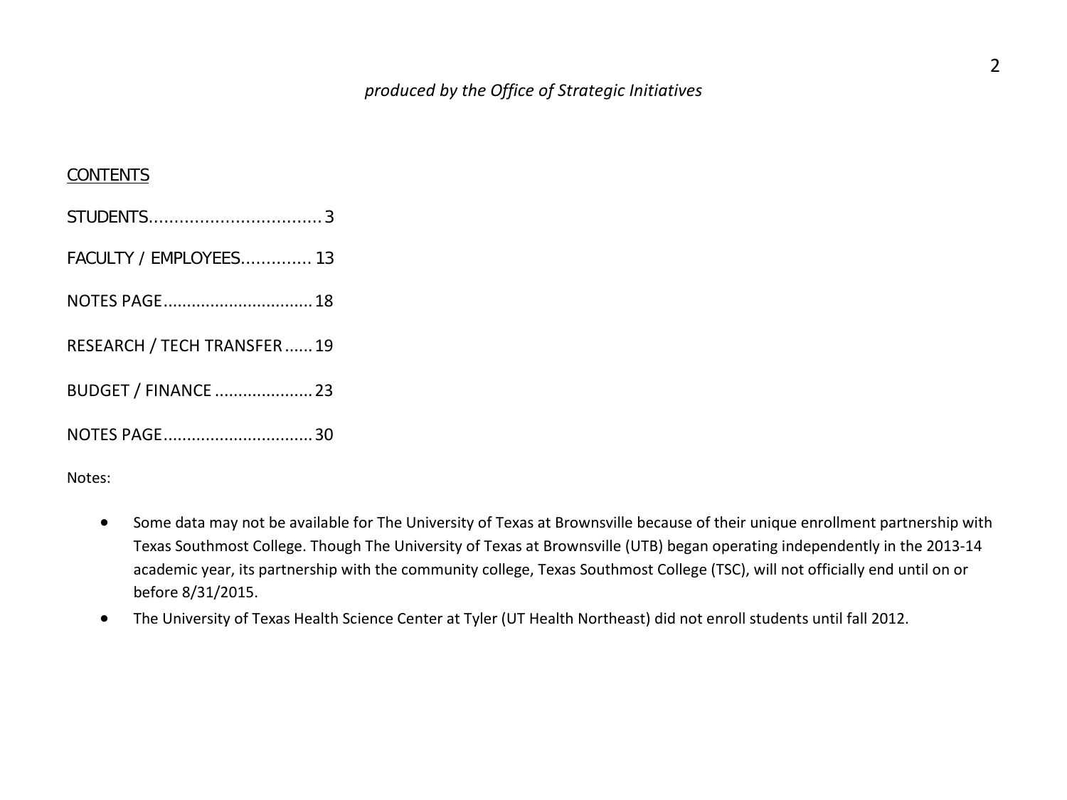*produced by the Office of Strategic Initiatives*

## CONTENTS

STUDENTS.................................. 3

FACULTY / EMPLOYEES.............. 13

NOTES PAGE................................ 18

RESEARCH / TECH TRANSFER...... 19

BUDGET / FINANCE ..................... 23

NOTES PAGE................................ 30

Notes:

- Some data may not be available for The University of Texas at Brownsville because of their unique enrollment partnership with Texas Southmost College. Though The University of Texas at Brownsville (UTB) began operating independently in the 2013-14 academic year, its partnership with the community college, Texas Southmost College (TSC), will not officially end until on or before 8/31/2015.
- The University of Texas Health Science Center at Tyler (UT Health Northeast) did not enroll students until fall 2012.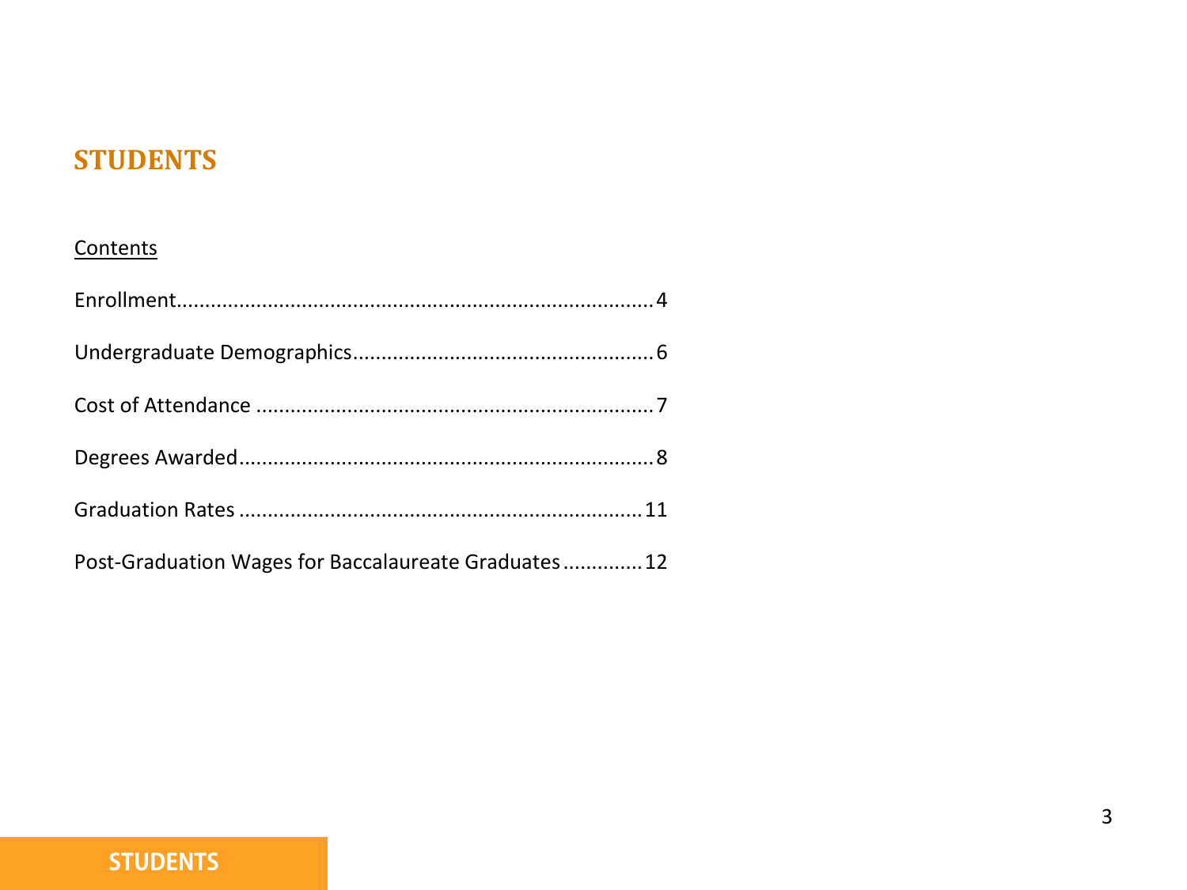# STUDENTS

Contents

Enrollment....................................................................................4

Undergraduate Demographics.....................................................6

Cost of Attendance ......................................................................7

Degrees Awarded.........................................................................8

Graduation Rates .......................................................................11

Post-Graduation Wages for Baccalaureate Graduates .............12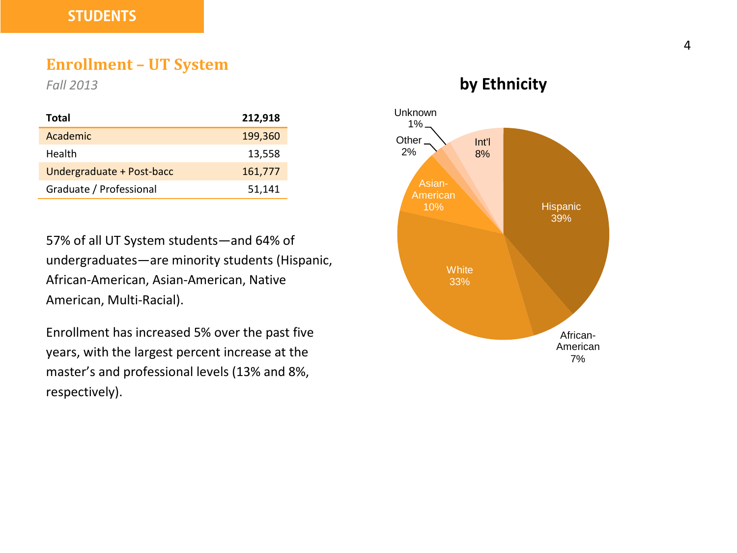STUDENTS

## Enrollment – UT System

*Fall 2013*

| **Total** | **212,918** |
|---|---|
| Academic | 199,360 |
| Health | 13,558 |
| Undergraduate + Post-bacc | 161,777 |
| Graduate / Professional | 51,141 |

57% of all UT System students—and 64% of undergraduates—are minority students (Hispanic, African-American, Asian-American, Native American, Multi-Racial).

Enrollment has increased 5% over the past five years, with the largest percent increase at the master's and professional levels (13% and 8%, respectively).

### by Ethnicity

| Ethnicity | Percent |
|---|---|
| Hispanic | 39% |
| African-American | 7% |
| White | 33% |
| Asian-American | 10% |
| Other | 2% |
| Unknown | 1% |
| Int'l | 8% |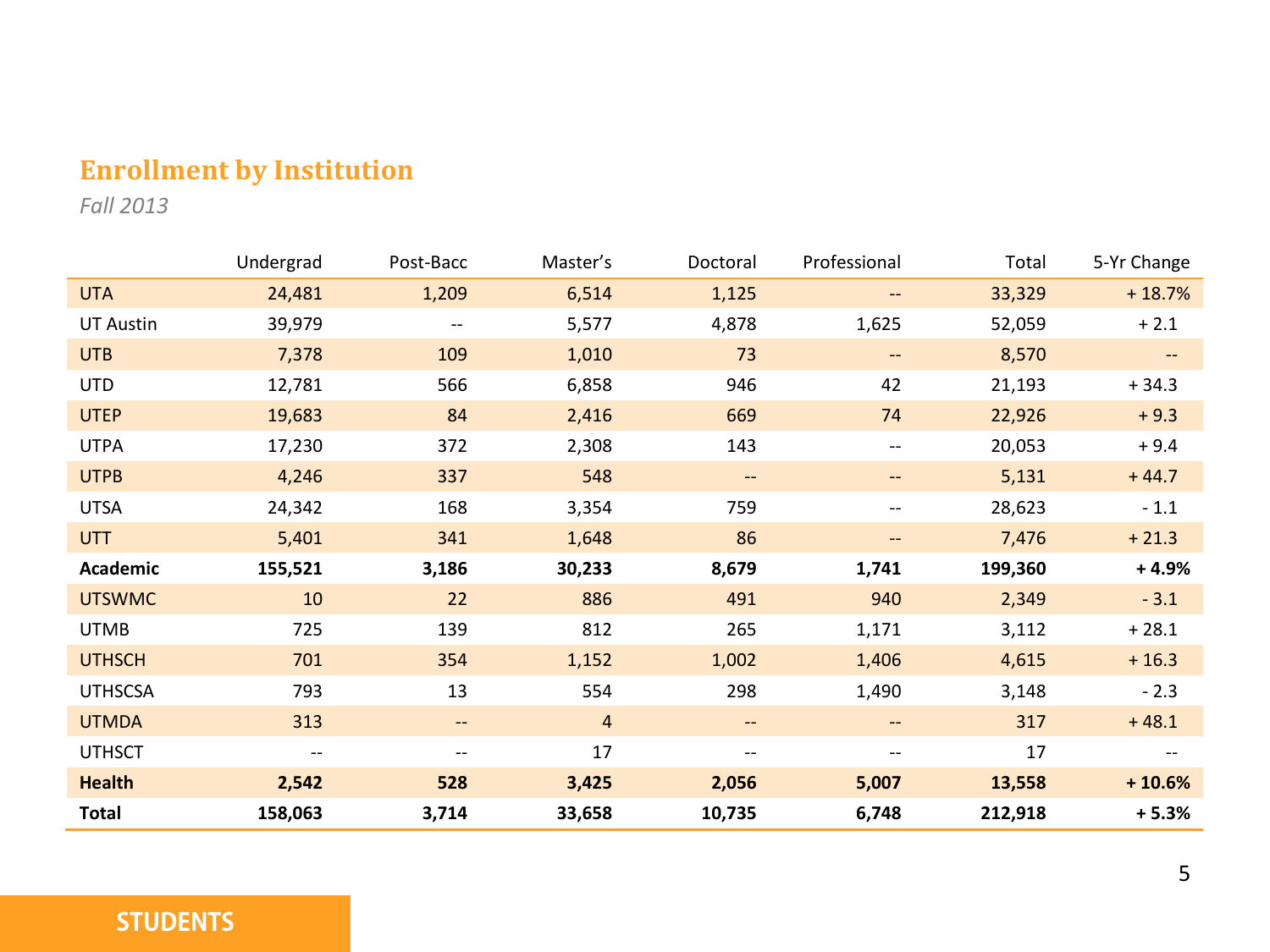## Enrollment by Institution

*Fall 2013*

| | Undergrad | Post-Bacc | Master's | Doctoral | Professional | Total | 5-Yr Change |
|---|---|---|---|---|---|---|---|
| UTA | 24,481 | 1,209 | 6,514 | 1,125 | -- | 33,329 | + 18.7% |
| UT Austin | 39,979 | -- | 5,577 | 4,878 | 1,625 | 52,059 | + 2.1 |
| UTB | 7,378 | 109 | 1,010 | 73 | -- | 8,570 | -- |
| UTD | 12,781 | 566 | 6,858 | 946 | 42 | 21,193 | + 34.3 |
| UTEP | 19,683 | 84 | 2,416 | 669 | 74 | 22,926 | + 9.3 |
| UTPA | 17,230 | 372 | 2,308 | 143 | -- | 20,053 | + 9.4 |
| UTPB | 4,246 | 337 | 548 | -- | -- | 5,131 | + 44.7 |
| UTSA | 24,342 | 168 | 3,354 | 759 | -- | 28,623 | - 1.1 |
| UTT | 5,401 | 341 | 1,648 | 86 | -- | 7,476 | + 21.3 |
| **Academic** | **155,521** | **3,186** | **30,233** | **8,679** | **1,741** | **199,360** | **+ 4.9%** |
| UTSWMC | 10 | 22 | 886 | 491 | 940 | 2,349 | - 3.1 |
| UTMB | 725 | 139 | 812 | 265 | 1,171 | 3,112 | + 28.1 |
| UTHSCH | 701 | 354 | 1,152 | 1,002 | 1,406 | 4,615 | + 16.3 |
| UTHSCSA | 793 | 13 | 554 | 298 | 1,490 | 3,148 | - 2.3 |
| UTMDA | 313 | -- | 4 | -- | -- | 317 | + 48.1 |
| UTHSCT | -- | -- | 17 | -- | -- | 17 | -- |
| **Health** | **2,542** | **528** | **3,425** | **2,056** | **5,007** | **13,558** | **+ 10.6%** |
| **Total** | **158,063** | **3,714** | **33,658** | **10,735** | **6,748** | **212,918** | **+ 5.3%** |

STUDENTS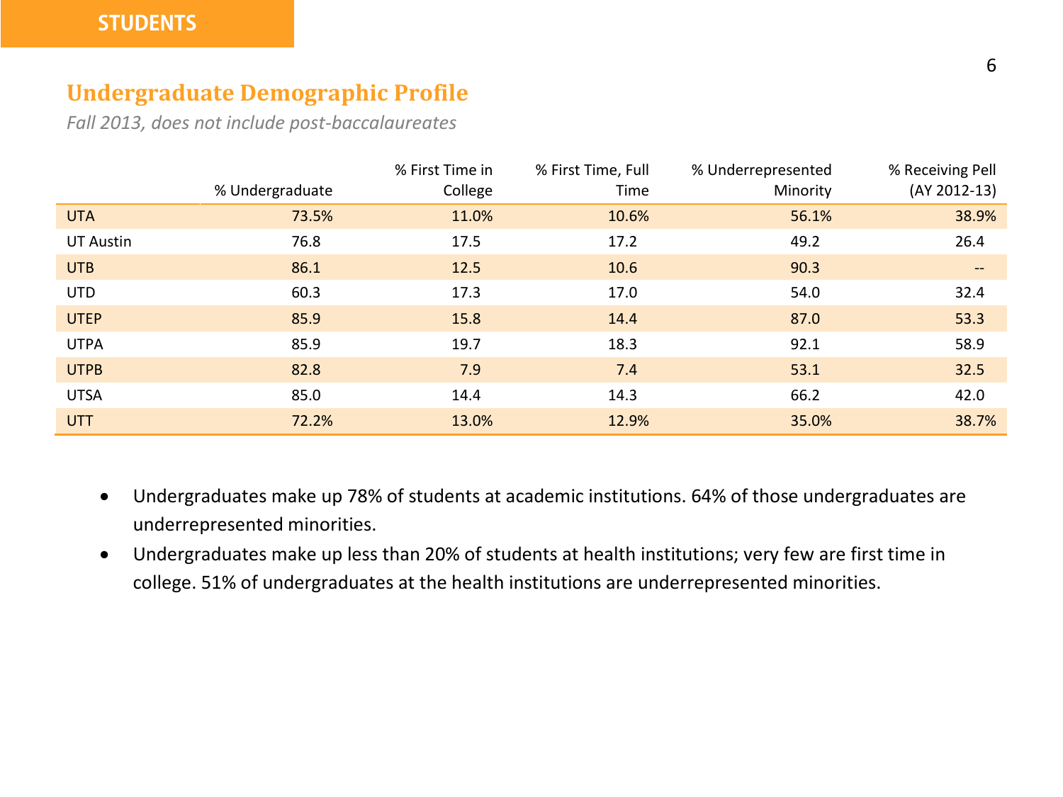STUDENTS

## Undergraduate Demographic Profile

*Fall 2013, does not include post-baccalaureates*

| | % Undergraduate | % First Time in College | % First Time, Full Time | % Underrepresented Minority | % Receiving Pell (AY 2012-13) |
|---|---|---|---|---|---|
| UTA | 73.5% | 11.0% | 10.6% | 56.1% | 38.9% |
| UT Austin | 76.8 | 17.5 | 17.2 | 49.2 | 26.4 |
| UTB | 86.1 | 12.5 | 10.6 | 90.3 | -- |
| UTD | 60.3 | 17.3 | 17.0 | 54.0 | 32.4 |
| UTEP | 85.9 | 15.8 | 14.4 | 87.0 | 53.3 |
| UTPA | 85.9 | 19.7 | 18.3 | 92.1 | 58.9 |
| UTPB | 82.8 | 7.9 | 7.4 | 53.1 | 32.5 |
| UTSA | 85.0 | 14.4 | 14.3 | 66.2 | 42.0 |
| UTT | 72.2% | 13.0% | 12.9% | 35.0% | 38.7% |

- Undergraduates make up 78% of students at academic institutions. 64% of those undergraduates are underrepresented minorities.
- Undergraduates make up less than 20% of students at health institutions; very few are first time in college. 51% of undergraduates at the health institutions are underrepresented minorities.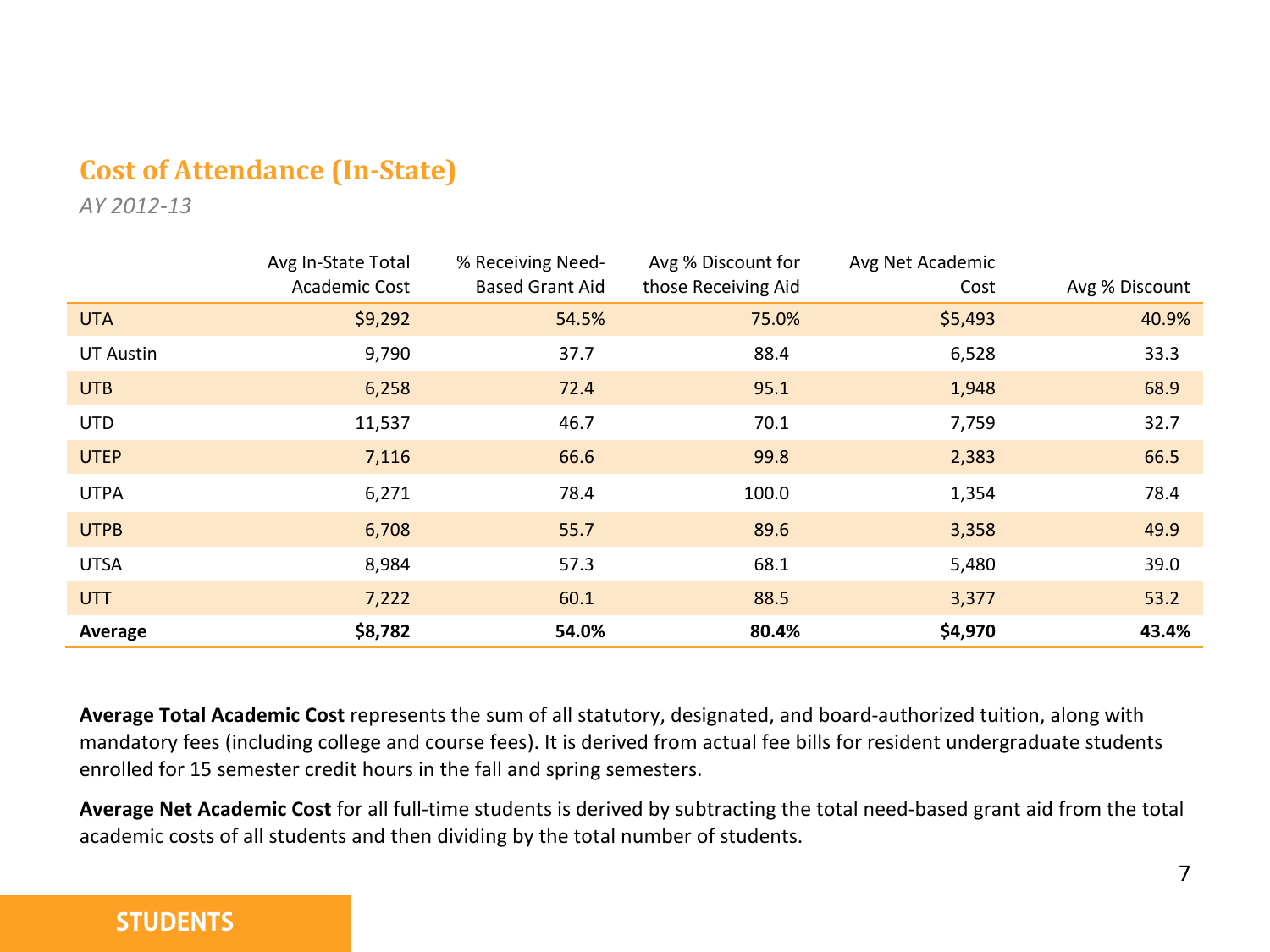## Cost of Attendance (In-State)

*AY 2012-13*

| | Avg In-State Total Academic Cost | % Receiving Need-Based Grant Aid | Avg % Discount for those Receiving Aid | Avg Net Academic Cost | Avg % Discount |
|---|---|---|---|---|---|
| UTA | $9,292 | 54.5% | 75.0% | $5,493 | 40.9% |
| UT Austin | 9,790 | 37.7 | 88.4 | 6,528 | 33.3 |
| UTB | 6,258 | 72.4 | 95.1 | 1,948 | 68.9 |
| UTD | 11,537 | 46.7 | 70.1 | 7,759 | 32.7 |
| UTEP | 7,116 | 66.6 | 99.8 | 2,383 | 66.5 |
| UTPA | 6,271 | 78.4 | 100.0 | 1,354 | 78.4 |
| UTPB | 6,708 | 55.7 | 89.6 | 3,358 | 49.9 |
| UTSA | 8,984 | 57.3 | 68.1 | 5,480 | 39.0 |
| UTT | 7,222 | 60.1 | 88.5 | 3,377 | 53.2 |
| **Average** | **$8,782** | **54.0%** | **80.4%** | **$4,970** | **43.4%** |

**Average Total Academic Cost** represents the sum of all statutory, designated, and board-authorized tuition, along with mandatory fees (including college and course fees). It is derived from actual fee bills for resident undergraduate students enrolled for 15 semester credit hours in the fall and spring semesters.

**Average Net Academic Cost** for all full-time students is derived by subtracting the total need-based grant aid from the total academic costs of all students and then dividing by the total number of students.

**STUDENTS**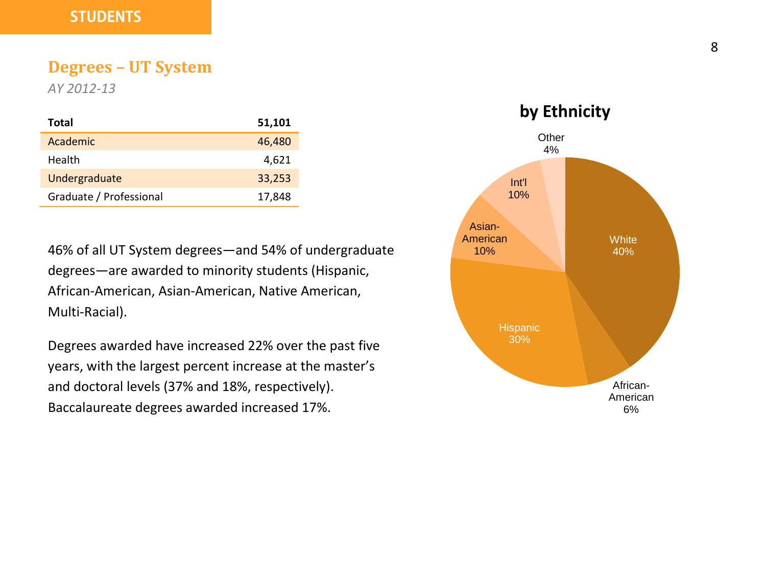STUDENTS

## Degrees – UT System

*AY 2012-13*

| **Total** | **51,101** |
|---|---|
| Academic | 46,480 |
| Health | 4,621 |
| Undergraduate | 33,253 |
| Graduate / Professional | 17,848 |

46% of all UT System degrees—and 54% of undergraduate degrees—are awarded to minority students (Hispanic, African-American, Asian-American, Native American, Multi-Racial).

Degrees awarded have increased 22% over the past five years, with the largest percent increase at the master's and doctoral levels (37% and 18%, respectively). Baccalaureate degrees awarded increased 17%.

### by Ethnicity

| Ethnicity | Percent |
|---|---|
| White | 40% |
| African-American | 6% |
| Hispanic | 30% |
| Asian-American | 10% |
| Int'l | 10% |
| Other | 4% |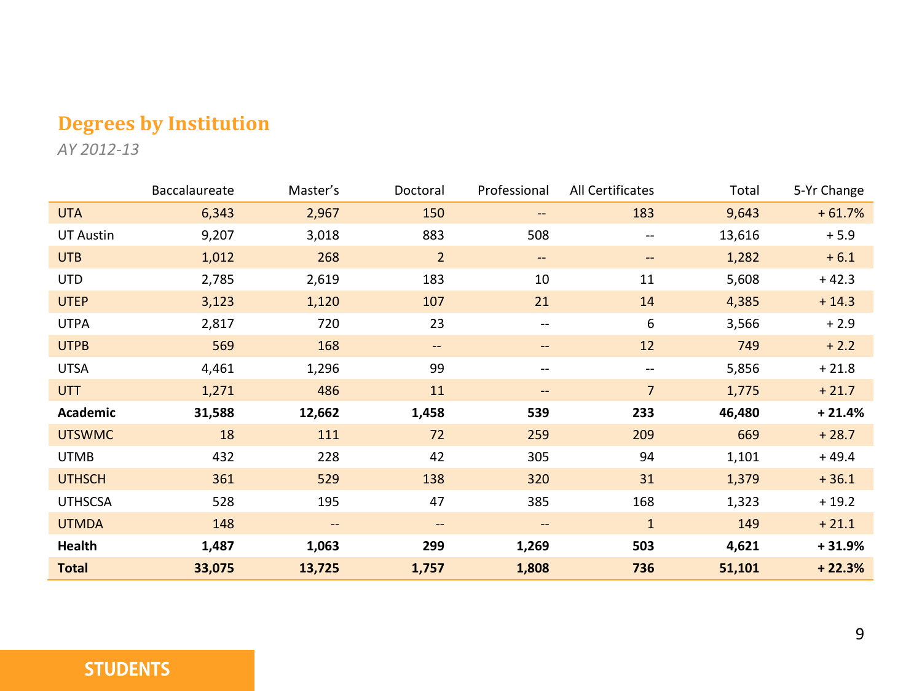## Degrees by Institution

*AY 2012-13*

| | Baccalaureate | Master’s | Doctoral | Professional | All Certificates | Total | 5-Yr Change |
|---|---|---|---|---|---|---|---|
| UTA | 6,343 | 2,967 | 150 | -- | 183 | 9,643 | + 61.7% |
| UT Austin | 9,207 | 3,018 | 883 | 508 | -- | 13,616 | + 5.9 |
| UTB | 1,012 | 268 | 2 | -- | -- | 1,282 | + 6.1 |
| UTD | 2,785 | 2,619 | 183 | 10 | 11 | 5,608 | + 42.3 |
| UTEP | 3,123 | 1,120 | 107 | 21 | 14 | 4,385 | + 14.3 |
| UTPA | 2,817 | 720 | 23 | -- | 6 | 3,566 | + 2.9 |
| UTPB | 569 | 168 | -- | -- | 12 | 749 | + 2.2 |
| UTSA | 4,461 | 1,296 | 99 | -- | -- | 5,856 | + 21.8 |
| UTT | 1,271 | 486 | 11 | -- | 7 | 1,775 | + 21.7 |
| **Academic** | **31,588** | **12,662** | **1,458** | **539** | **233** | **46,480** | **+ 21.4%** |
| UTSWMC | 18 | 111 | 72 | 259 | 209 | 669 | + 28.7 |
| UTMB | 432 | 228 | 42 | 305 | 94 | 1,101 | + 49.4 |
| UTHSCH | 361 | 529 | 138 | 320 | 31 | 1,379 | + 36.1 |
| UTHSCSA | 528 | 195 | 47 | 385 | 168 | 1,323 | + 19.2 |
| UTMDA | 148 | -- | -- | -- | 1 | 149 | + 21.1 |
| **Health** | **1,487** | **1,063** | **299** | **1,269** | **503** | **4,621** | **+ 31.9%** |
| **Total** | **33,075** | **13,725** | **1,757** | **1,808** | **736** | **51,101** | **+ 22.3%** |

STUDENTS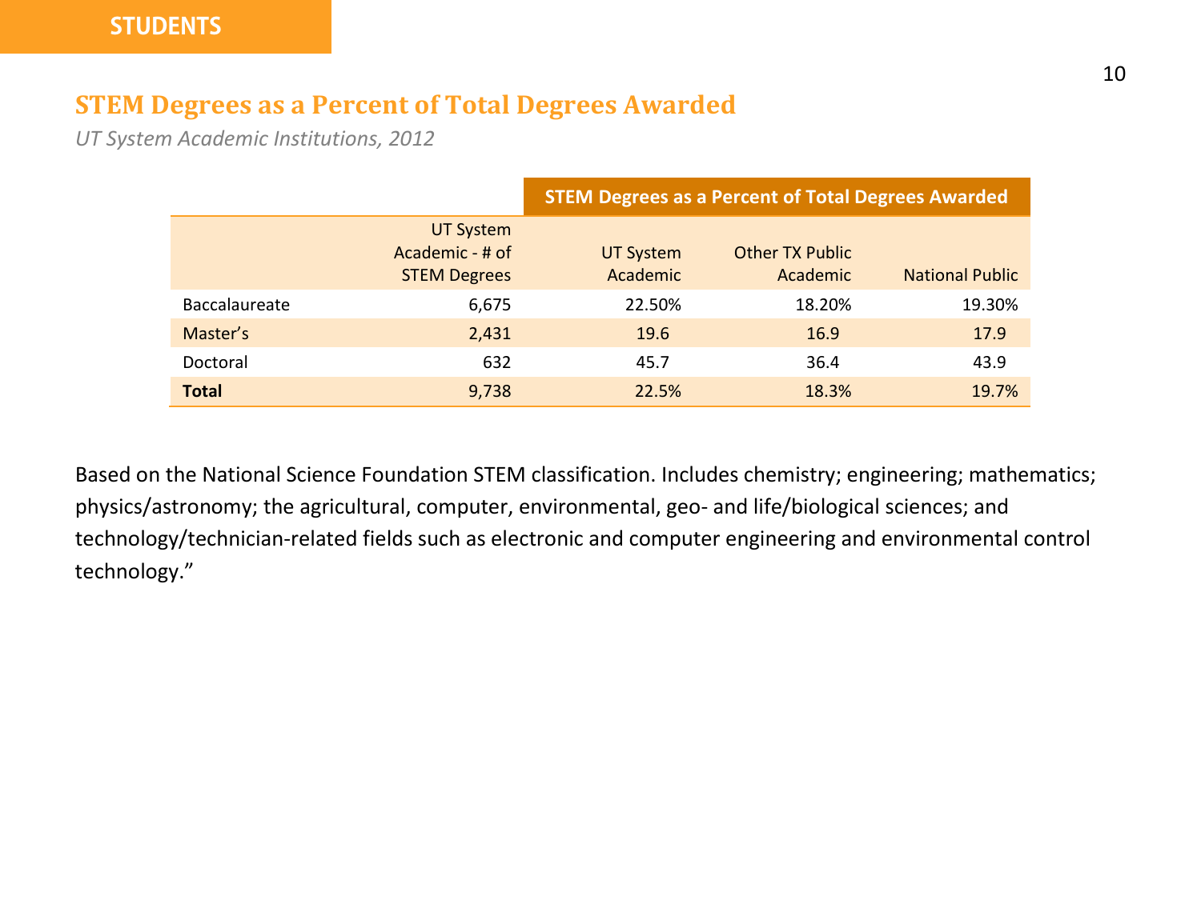STUDENTS

## STEM Degrees as a Percent of Total Degrees Awarded

*UT System Academic Institutions, 2012*

| | | STEM Degrees as a Percent of Total Degrees Awarded | | |
|---|---|---|---|---|
| | UT System Academic - # of STEM Degrees | UT System Academic | Other TX Public Academic | National Public |
| Baccalaureate | 6,675 | 22.50% | 18.20% | 19.30% |
| Master's | 2,431 | 19.6 | 16.9 | 17.9 |
| Doctoral | 632 | 45.7 | 36.4 | 43.9 |
| **Total** | 9,738 | 22.5% | 18.3% | 19.7% |

Based on the National Science Foundation STEM classification. Includes chemistry; engineering; mathematics; physics/astronomy; the agricultural, computer, environmental, geo- and life/biological sciences; and technology/technician-related fields such as electronic and computer engineering and environmental control technology."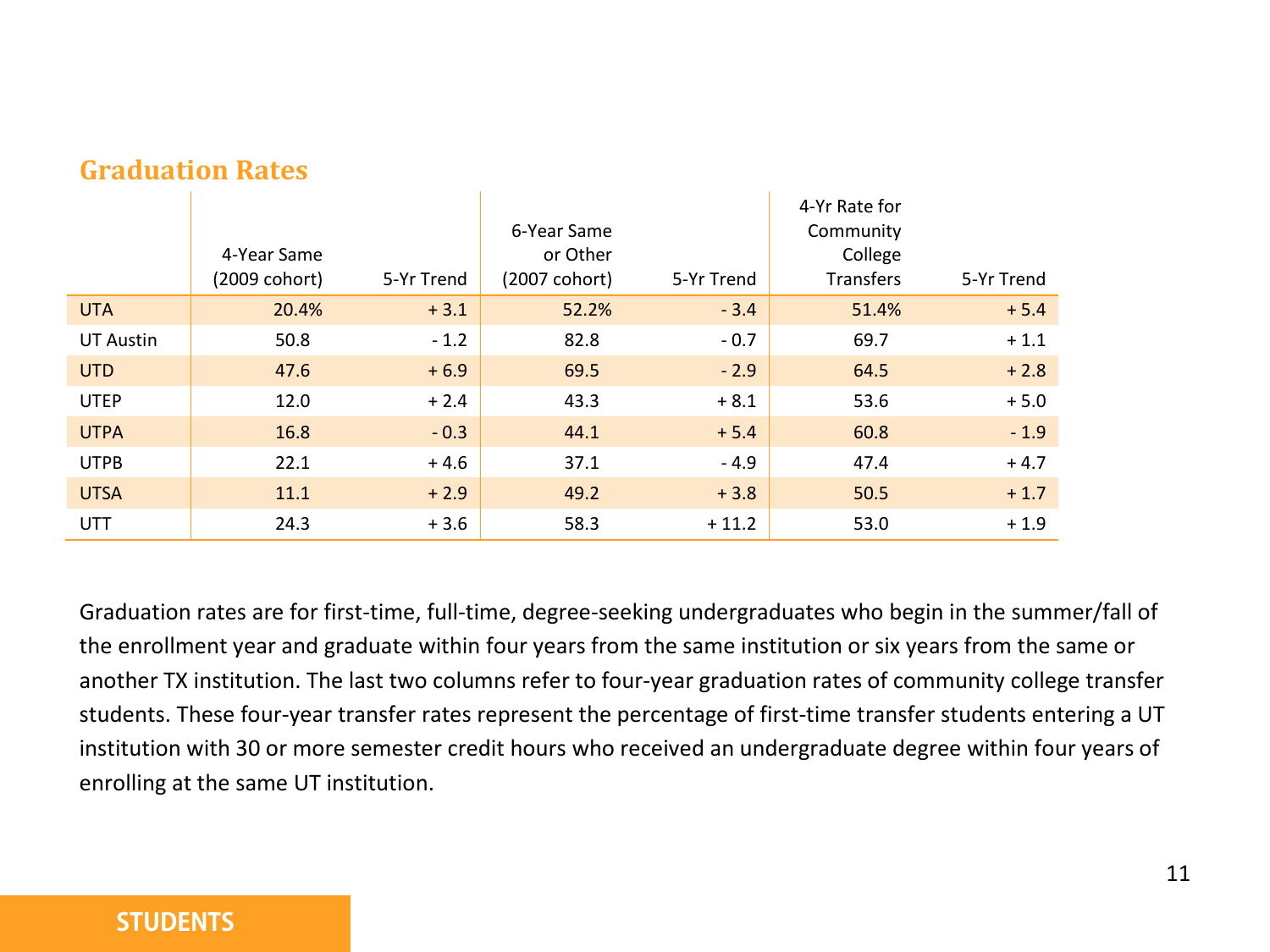## Graduation Rates

| | 4-Year Same (2009 cohort) | 5-Yr Trend | 6-Year Same or Other (2007 cohort) | 5-Yr Trend | 4-Yr Rate for Community College Transfers | 5-Yr Trend |
|---|---|---|---|---|---|---|
| UTA | 20.4% | + 3.1 | 52.2% | - 3.4 | 51.4% | + 5.4 |
| UT Austin | 50.8 | - 1.2 | 82.8 | - 0.7 | 69.7 | + 1.1 |
| UTD | 47.6 | + 6.9 | 69.5 | - 2.9 | 64.5 | + 2.8 |
| UTEP | 12.0 | + 2.4 | 43.3 | + 8.1 | 53.6 | + 5.0 |
| UTPA | 16.8 | - 0.3 | 44.1 | + 5.4 | 60.8 | - 1.9 |
| UTPB | 22.1 | + 4.6 | 37.1 | - 4.9 | 47.4 | + 4.7 |
| UTSA | 11.1 | + 2.9 | 49.2 | + 3.8 | 50.5 | + 1.7 |
| UTT | 24.3 | + 3.6 | 58.3 | + 11.2 | 53.0 | + 1.9 |

Graduation rates are for first-time, full-time, degree-seeking undergraduates who begin in the summer/fall of the enrollment year and graduate within four years from the same institution or six years from the same or another TX institution. The last two columns refer to four-year graduation rates of community college transfer students. These four-year transfer rates represent the percentage of first-time transfer students entering a UT institution with 30 or more semester credit hours who received an undergraduate degree within four years of enrolling at the same UT institution.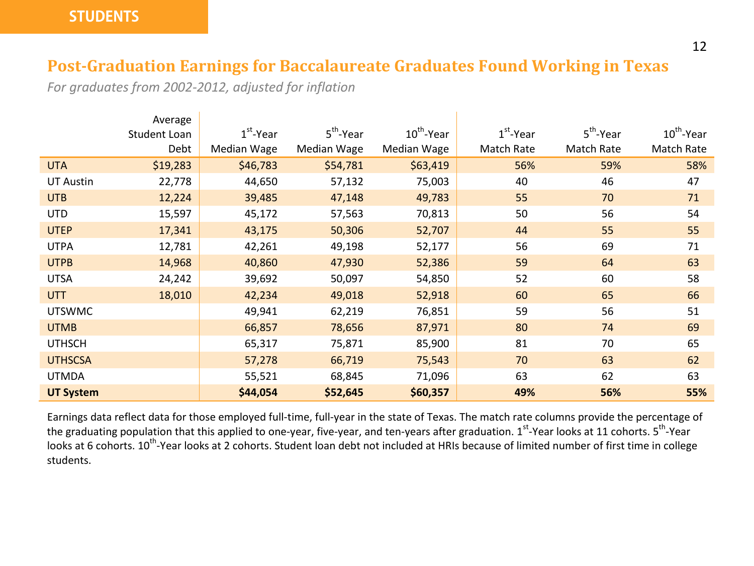STUDENTS

## Post-Graduation Earnings for Baccalaureate Graduates Found Working in Texas

*For graduates from 2002-2012, adjusted for inflation*

| | Average Student Loan Debt | 1st-Year Median Wage | 5th-Year Median Wage | 10th-Year Median Wage | 1st-Year Match Rate | 5th-Year Match Rate | 10th-Year Match Rate |
|---|---|---|---|---|---|---|---|
| UTA | $19,283 | $46,783 | $54,781 | $63,419 | 56% | 59% | 58% |
| UT Austin | 22,778 | 44,650 | 57,132 | 75,003 | 40 | 46 | 47 |
| UTB | 12,224 | 39,485 | 47,148 | 49,783 | 55 | 70 | 71 |
| UTD | 15,597 | 45,172 | 57,563 | 70,813 | 50 | 56 | 54 |
| UTEP | 17,341 | 43,175 | 50,306 | 52,707 | 44 | 55 | 55 |
| UTPA | 12,781 | 42,261 | 49,198 | 52,177 | 56 | 69 | 71 |
| UTPB | 14,968 | 40,860 | 47,930 | 52,386 | 59 | 64 | 63 |
| UTSA | 24,242 | 39,692 | 50,097 | 54,850 | 52 | 60 | 58 |
| UTT | 18,010 | 42,234 | 49,018 | 52,918 | 60 | 65 | 66 |
| UTSWMC | | 49,941 | 62,219 | 76,851 | 59 | 56 | 51 |
| UTMB | | 66,857 | 78,656 | 87,971 | 80 | 74 | 69 |
| UTHSCH | | 65,317 | 75,871 | 85,900 | 81 | 70 | 65 |
| UTHSCSA | | 57,278 | 66,719 | 75,543 | 70 | 63 | 62 |
| UTMDA | | 55,521 | 68,845 | 71,096 | 63 | 62 | 63 |
| **UT System** | | **$44,054** | **$52,645** | **$60,357** | **49%** | **56%** | **55%** |

Earnings data reflect data for those employed full-time, full-year in the state of Texas. The match rate columns provide the percentage of the graduating population that this applied to one-year, five-year, and ten-years after graduation. 1st-Year looks at 11 cohorts. 5th-Year looks at 6 cohorts. 10th-Year looks at 2 cohorts. Student loan debt not included at HRIs because of limited number of first time in college students.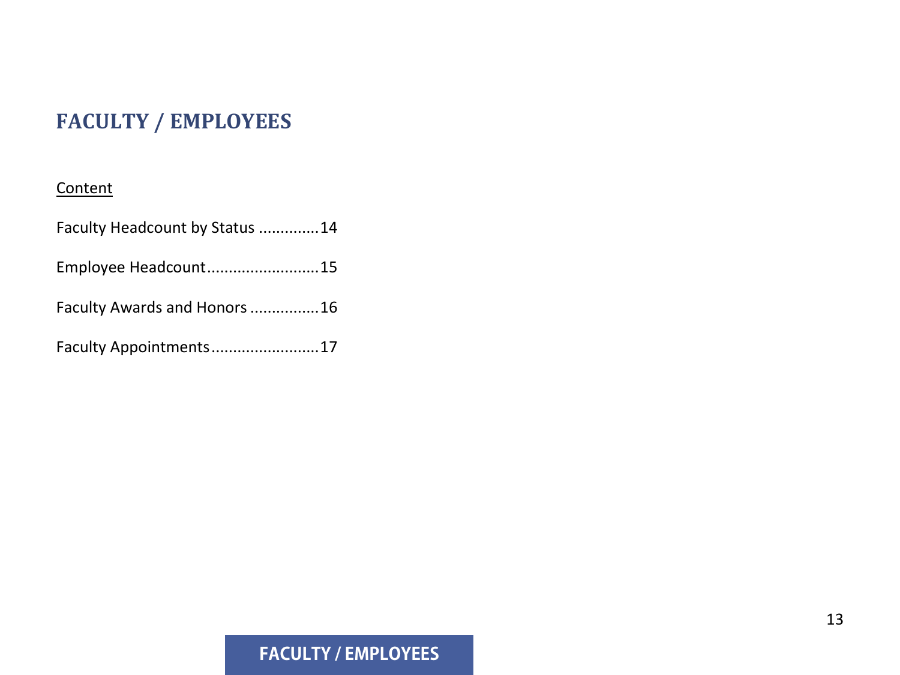# FACULTY / EMPLOYEES

Content

Faculty Headcount by Status .............14

Employee Headcount.........................15

Faculty Awards and Honors ...............16

Faculty Appointments........................17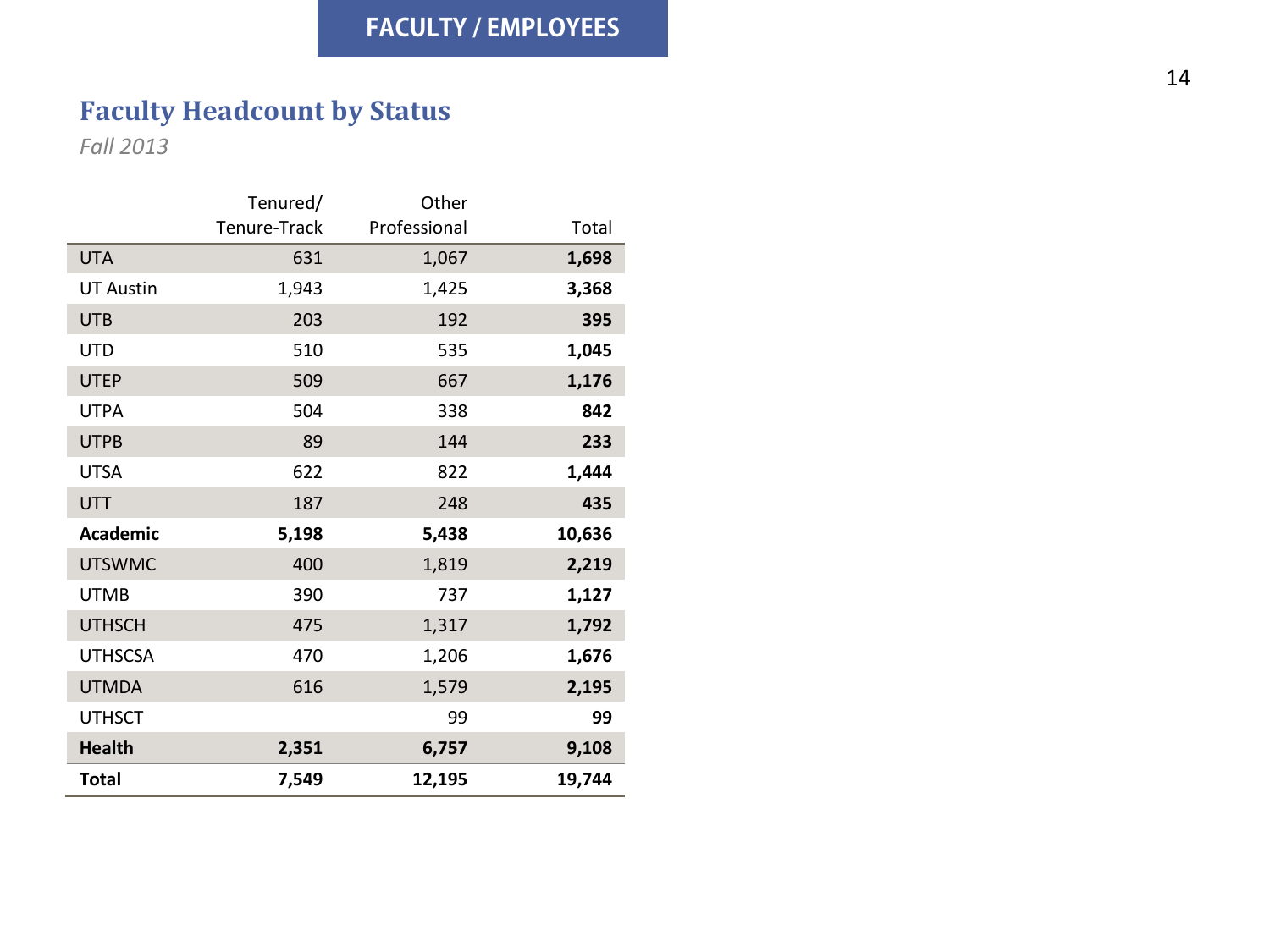FACULTY / EMPLOYEES

## Faculty Headcount by Status

*Fall 2013*

| | Tenured/ Tenure-Track | Other Professional | Total |
|---|---|---|---|
| UTA | 631 | 1,067 | **1,698** |
| UT Austin | 1,943 | 1,425 | **3,368** |
| UTB | 203 | 192 | **395** |
| UTD | 510 | 535 | **1,045** |
| UTEP | 509 | 667 | **1,176** |
| UTPA | 504 | 338 | **842** |
| UTPB | 89 | 144 | **233** |
| UTSA | 622 | 822 | **1,444** |
| UTT | 187 | 248 | **435** |
| **Academic** | **5,198** | **5,438** | **10,636** |
| UTSWMC | 400 | 1,819 | **2,219** |
| UTMB | 390 | 737 | **1,127** |
| UTHSCH | 475 | 1,317 | **1,792** |
| UTHSCSA | 470 | 1,206 | **1,676** |
| UTMDA | 616 | 1,579 | **2,195** |
| UTHSCT | | 99 | **99** |
| **Health** | **2,351** | **6,757** | **9,108** |
| **Total** | **7,549** | **12,195** | **19,744** |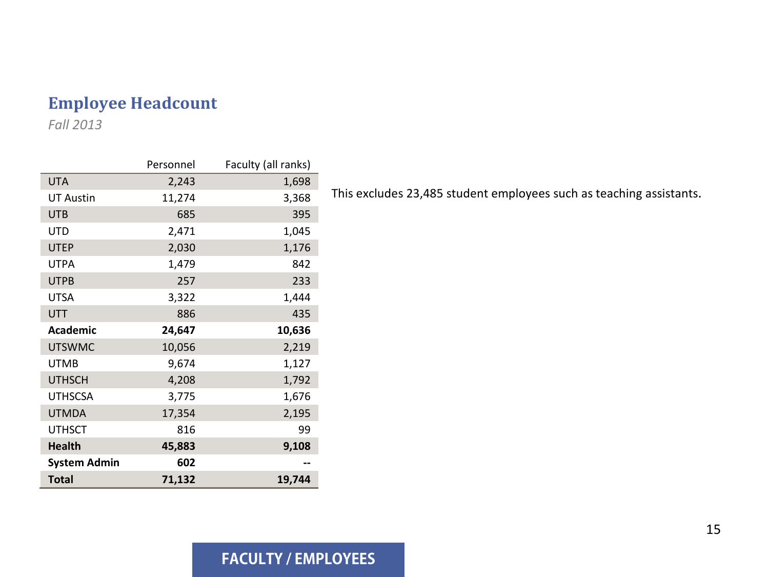## Employee Headcount

*Fall 2013*

| | Personnel | Faculty (all ranks) |
|---|---|---|
| UTA | 2,243 | 1,698 |
| UT Austin | 11,274 | 3,368 |
| UTB | 685 | 395 |
| UTD | 2,471 | 1,045 |
| UTEP | 2,030 | 1,176 |
| UTPA | 1,479 | 842 |
| UTPB | 257 | 233 |
| UTSA | 3,322 | 1,444 |
| UTT | 886 | 435 |
| **Academic** | **24,647** | **10,636** |
| UTSWMC | 10,056 | 2,219 |
| UTMB | 9,674 | 1,127 |
| UTHSCH | 4,208 | 1,792 |
| UTHSCSA | 3,775 | 1,676 |
| UTMDA | 17,354 | 2,195 |
| UTHSCT | 816 | 99 |
| **Health** | **45,883** | **9,108** |
| **System Admin** | **602** | **--** |
| **Total** | **71,132** | **19,744** |

This excludes 23,485 student employees such as teaching assistants.

**FACULTY / EMPLOYEES**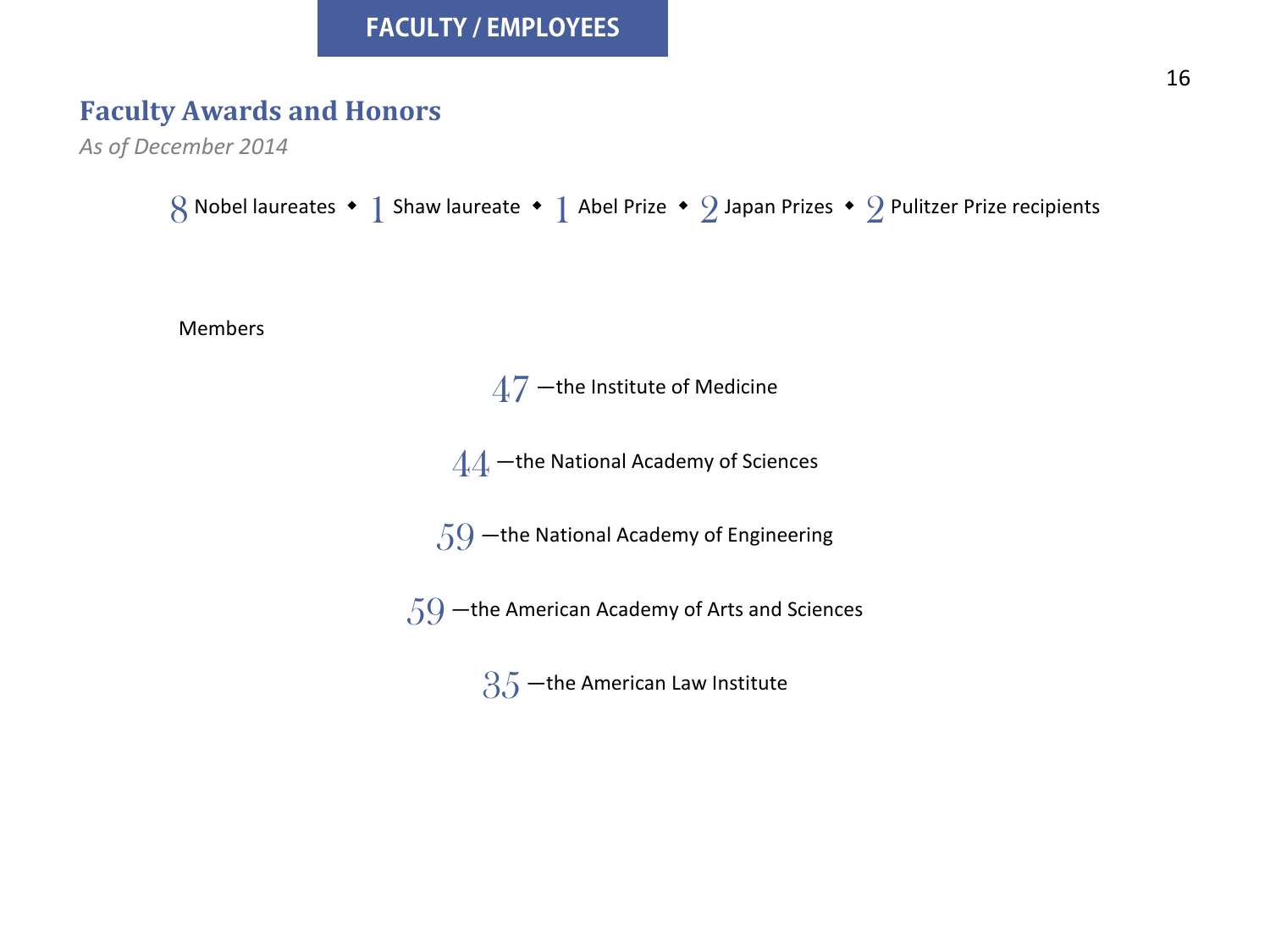# FACULTY / EMPLOYEES

## Faculty Awards and Honors

*As of December 2014*

8 Nobel laureates • 1 Shaw laureate • 1 Abel Prize • 2 Japan Prizes • 2 Pulitzer Prize recipients

Members

47 —the Institute of Medicine

44 —the National Academy of Sciences

59 —the National Academy of Engineering

59 —the American Academy of Arts and Sciences

35 —the American Law Institute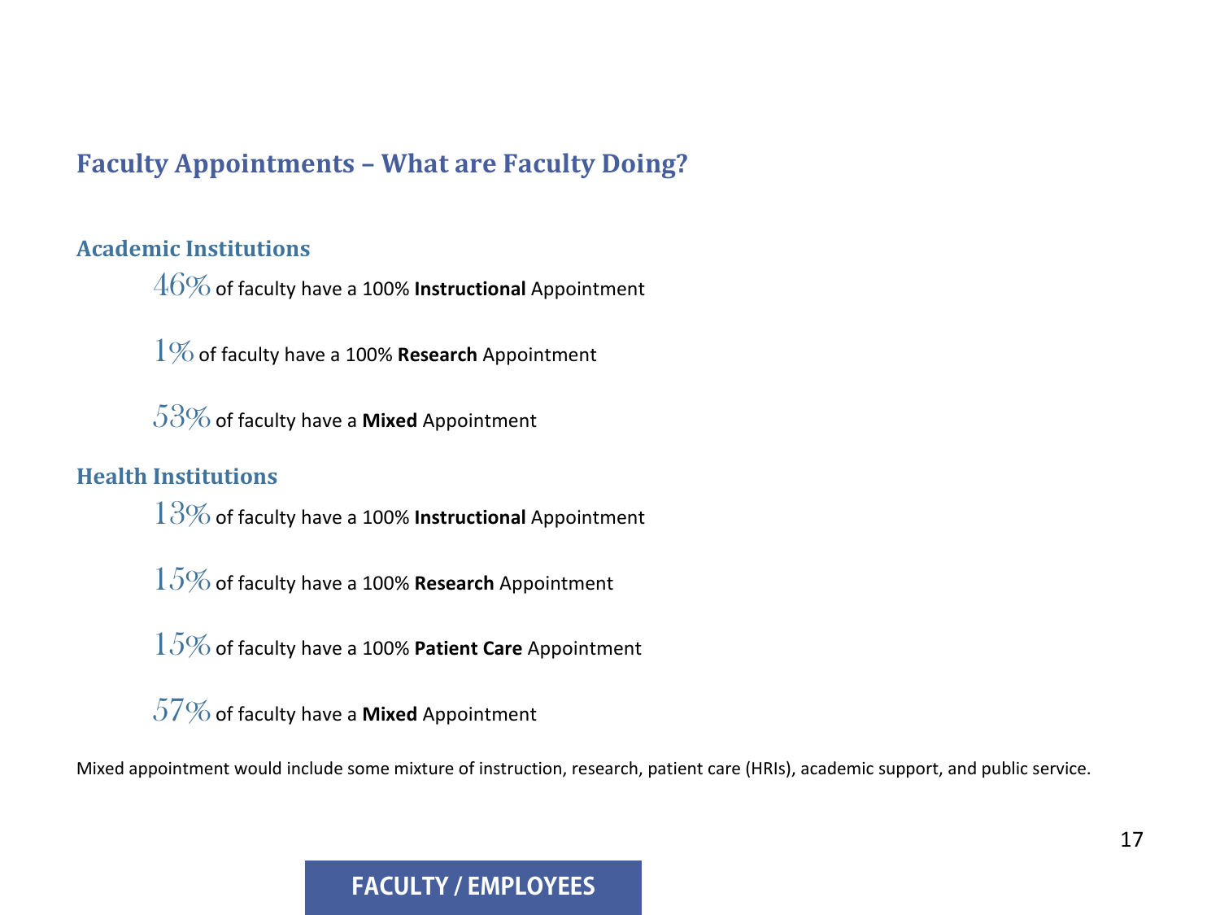## Faculty Appointments – What are Faculty Doing?

### Academic Institutions

46% of faculty have a 100% **Instructional** Appointment

1% of faculty have a 100% **Research** Appointment

53% of faculty have a **Mixed** Appointment

### Health Institutions

13% of faculty have a 100% **Instructional** Appointment

15% of faculty have a 100% **Research** Appointment

15% of faculty have a 100% **Patient Care** Appointment

57% of faculty have a **Mixed** Appointment

Mixed appointment would include some mixture of instruction, research, patient care (HRIs), academic support, and public service.

**FACULTY / EMPLOYEES**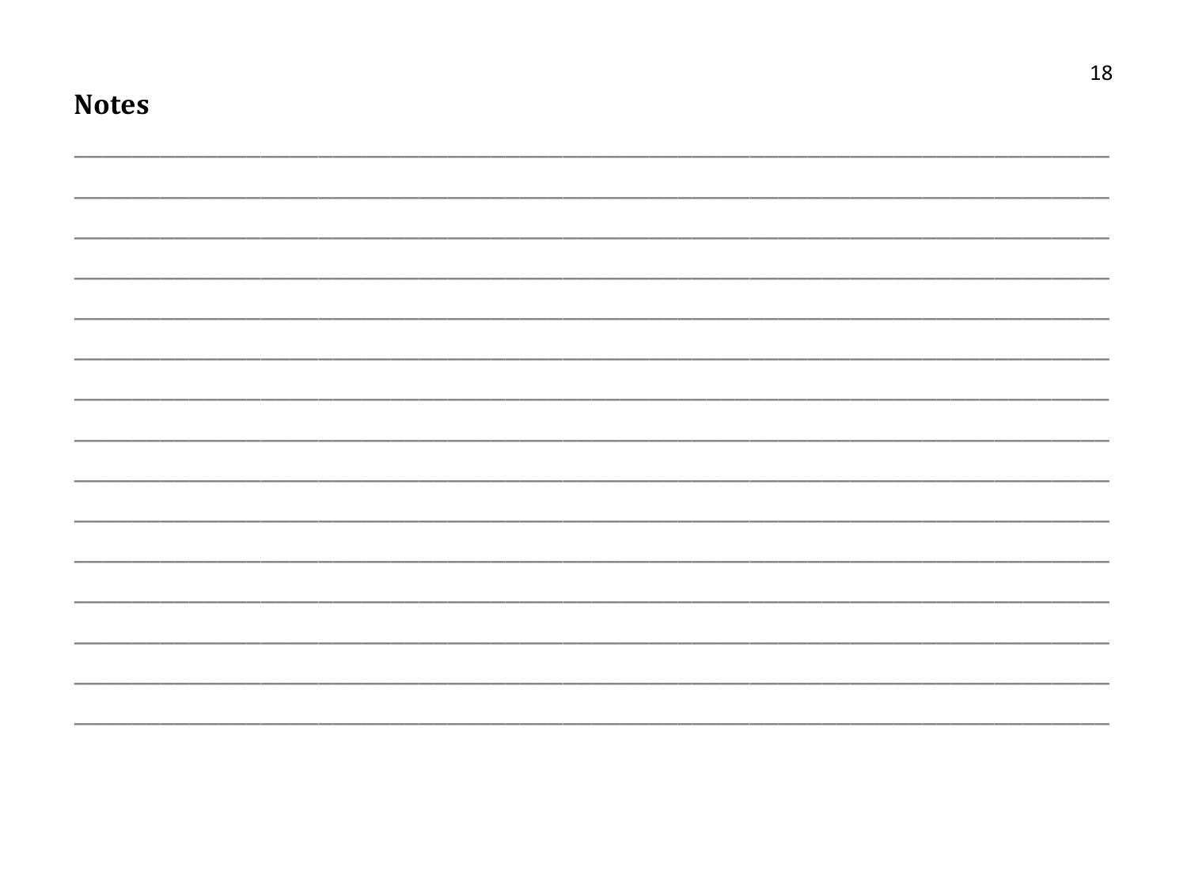**Notes**

_______________________________________________________________________________

_______________________________________________________________________________

_______________________________________________________________________________

_______________________________________________________________________________

_______________________________________________________________________________

_______________________________________________________________________________

_______________________________________________________________________________

_______________________________________________________________________________

_______________________________________________________________________________

_______________________________________________________________________________

_______________________________________________________________________________

_______________________________________________________________________________

_______________________________________________________________________________

_______________________________________________________________________________

_______________________________________________________________________________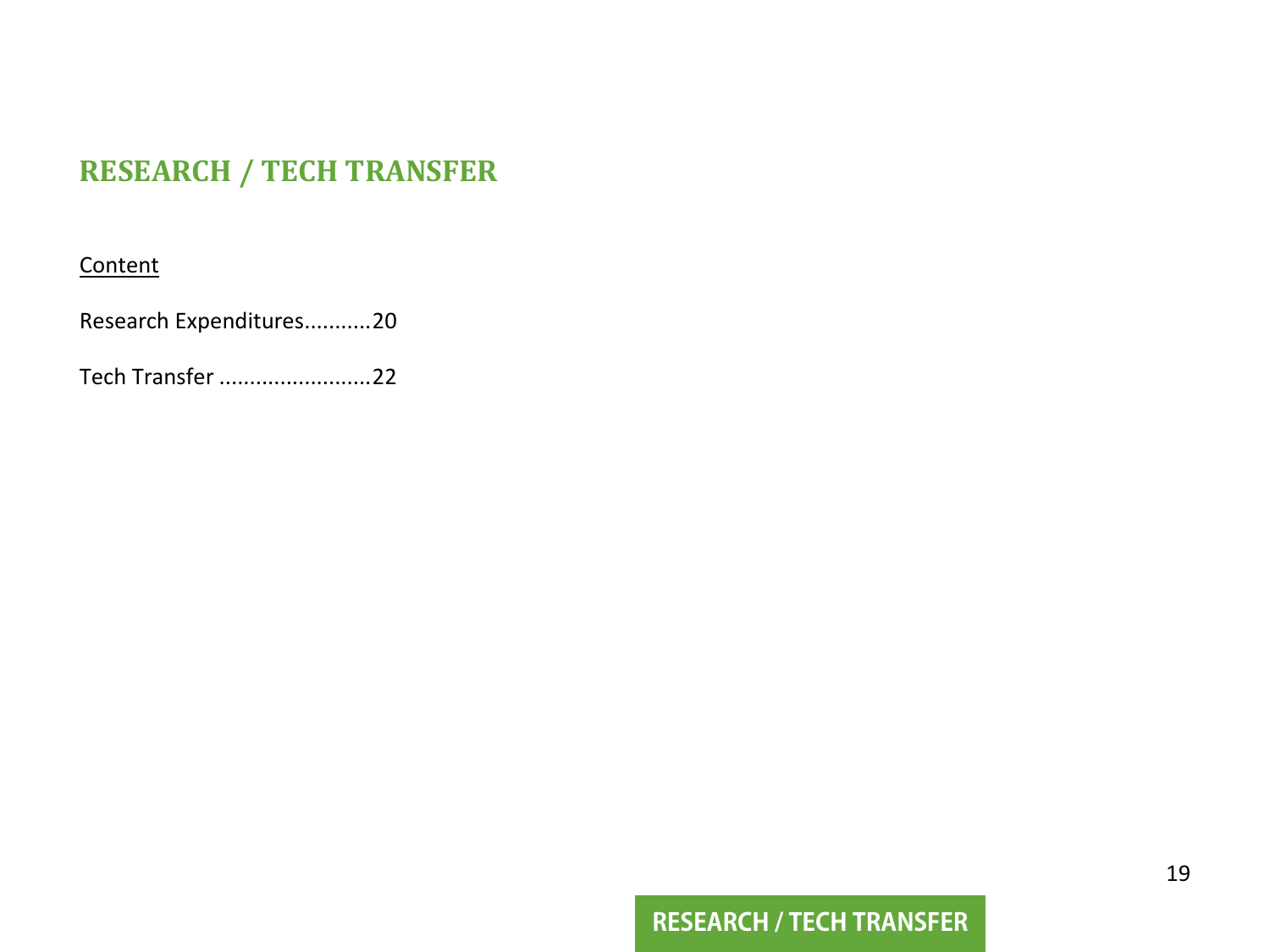# RESEARCH / TECH TRANSFER

<u>Content</u>

Research Expenditures...........20

Tech Transfer .........................22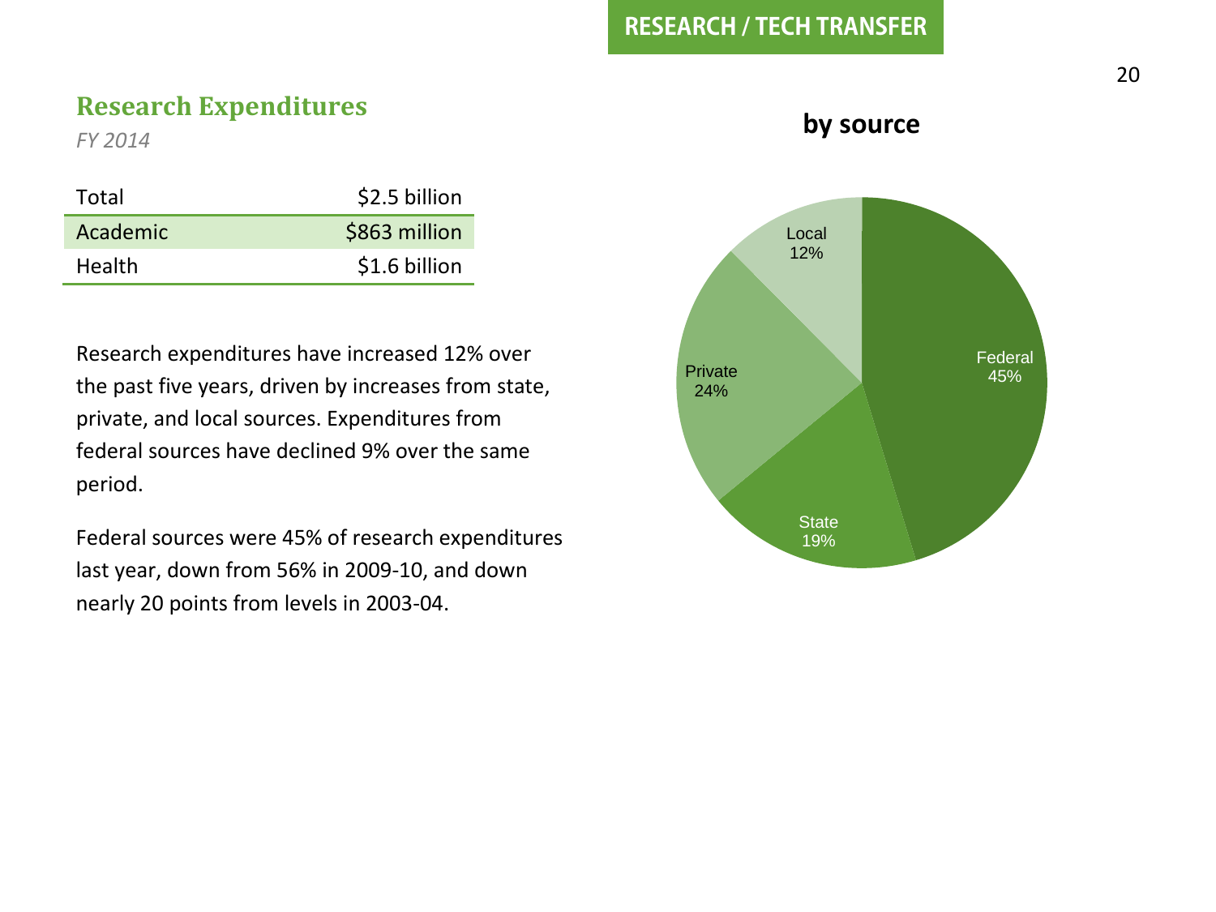## Research Expenditures

*FY 2014*

| | |
|---|---|
| Total | $2.5 billion |
| Academic | $863 million |
| Health | $1.6 billion |

Research expenditures have increased 12% over the past five years, driven by increases from state, private, and local sources. Expenditures from federal sources have declined 9% over the same period.

Federal sources were 45% of research expenditures last year, down from 56% in 2009-10, and down nearly 20 points from levels in 2003-04.

**by source**

| Source | Share |
|---|---|
| Federal | 45% |
| State | 19% |
| Private | 24% |
| Local | 12% |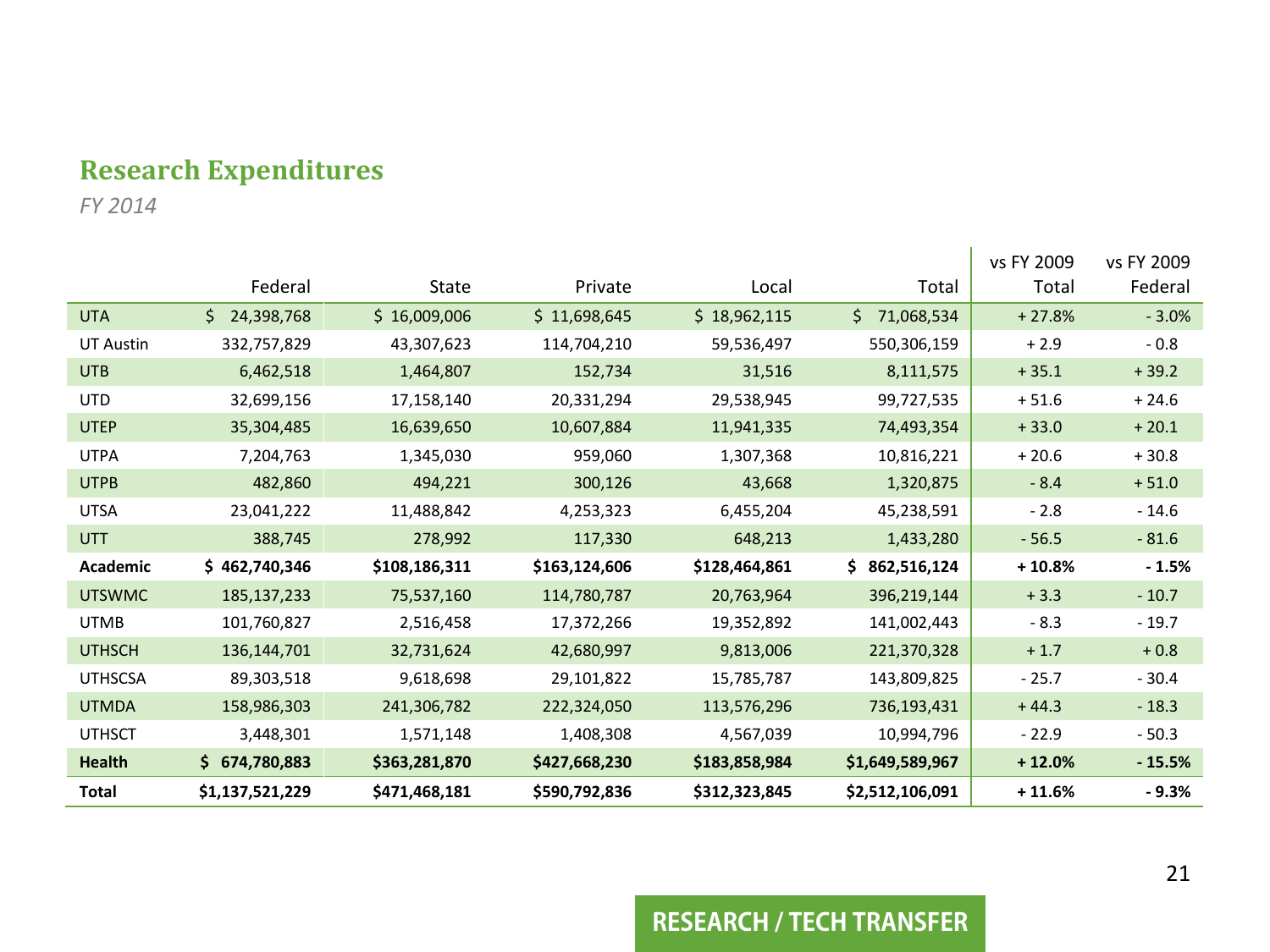## Research Expenditures

*FY 2014*

| | Federal | State | Private | Local | Total | vs FY 2009 Total | vs FY 2009 Federal |
|---|---|---|---|---|---|---|---|
| UTA | $ 24,398,768 | $ 16,009,006 | $ 11,698,645 | $ 18,962,115 | $ 71,068,534 | + 27.8% | - 3.0% |
| UT Austin | 332,757,829 | 43,307,623 | 114,704,210 | 59,536,497 | 550,306,159 | + 2.9 | - 0.8 |
| UTB | 6,462,518 | 1,464,807 | 152,734 | 31,516 | 8,111,575 | + 35.1 | + 39.2 |
| UTD | 32,699,156 | 17,158,140 | 20,331,294 | 29,538,945 | 99,727,535 | + 51.6 | + 24.6 |
| UTEP | 35,304,485 | 16,639,650 | 10,607,884 | 11,941,335 | 74,493,354 | + 33.0 | + 20.1 |
| UTPA | 7,204,763 | 1,345,030 | 959,060 | 1,307,368 | 10,816,221 | + 20.6 | + 30.8 |
| UTPB | 482,860 | 494,221 | 300,126 | 43,668 | 1,320,875 | - 8.4 | + 51.0 |
| UTSA | 23,041,222 | 11,488,842 | 4,253,323 | 6,455,204 | 45,238,591 | - 2.8 | - 14.6 |
| UTT | 388,745 | 278,992 | 117,330 | 648,213 | 1,433,280 | - 56.5 | - 81.6 |
| **Academic** | **$ 462,740,346** | **$108,186,311** | **$163,124,606** | **$128,464,861** | **$ 862,516,124** | **+ 10.8%** | **- 1.5%** |
| UTSWMC | 185,137,233 | 75,537,160 | 114,780,787 | 20,763,964 | 396,219,144 | + 3.3 | - 10.7 |
| UTMB | 101,760,827 | 2,516,458 | 17,372,266 | 19,352,892 | 141,002,443 | - 8.3 | - 19.7 |
| UTHSCH | 136,144,701 | 32,731,624 | 42,680,997 | 9,813,006 | 221,370,328 | + 1.7 | + 0.8 |
| UTHSCSA | 89,303,518 | 9,618,698 | 29,101,822 | 15,785,787 | 143,809,825 | - 25.7 | - 30.4 |
| UTMDA | 158,986,303 | 241,306,782 | 222,324,050 | 113,576,296 | 736,193,431 | + 44.3 | - 18.3 |
| UTHSCT | 3,448,301 | 1,571,148 | 1,408,308 | 4,567,039 | 10,994,796 | - 22.9 | - 50.3 |
| **Health** | **$ 674,780,883** | **$363,281,870** | **$427,668,230** | **$183,858,984** | **$1,649,589,967** | **+ 12.0%** | **- 15.5%** |
| **Total** | **$1,137,521,229** | **$471,468,181** | **$590,792,836** | **$312,323,845** | **$2,512,106,091** | **+ 11.6%** | **- 9.3%** |

RESEARCH / TECH TRANSFER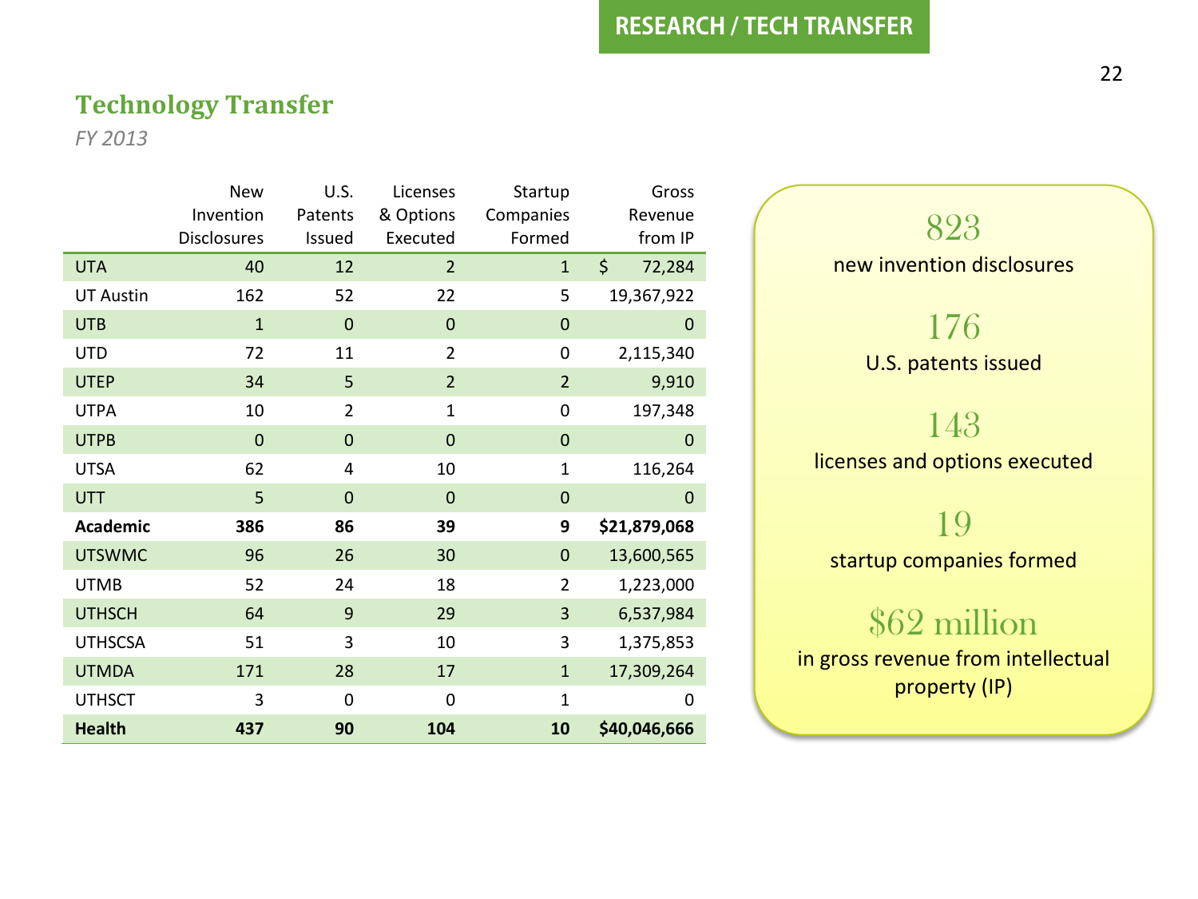## Technology Transfer

*FY 2013*

| | New Invention Disclosures | U.S. Patents Issued | Licenses & Options Executed | Startup Companies Formed | Gross Revenue from IP |
|---|---|---|---|---|---|
| UTA | 40 | 12 | 2 | 1 | $ 72,284 |
| UT Austin | 162 | 52 | 22 | 5 | 19,367,922 |
| UTB | 1 | 0 | 0 | 0 | 0 |
| UTD | 72 | 11 | 2 | 0 | 2,115,340 |
| UTEP | 34 | 5 | 2 | 2 | 9,910 |
| UTPA | 10 | 2 | 1 | 0 | 197,348 |
| UTPB | 0 | 0 | 0 | 0 | 0 |
| UTSA | 62 | 4 | 10 | 1 | 116,264 |
| UTT | 5 | 0 | 0 | 0 | 0 |
| **Academic** | **386** | **86** | **39** | **9** | **$21,879,068** |
| UTSWMC | 96 | 26 | 30 | 0 | 13,600,565 |
| UTMB | 52 | 24 | 18 | 2 | 1,223,000 |
| UTHSCH | 64 | 9 | 29 | 3 | 6,537,984 |
| UTHSCSA | 51 | 3 | 10 | 3 | 1,375,853 |
| UTMDA | 171 | 28 | 17 | 1 | 17,309,264 |
| UTHSCT | 3 | 0 | 0 | 1 | 0 |
| **Health** | **437** | **90** | **104** | **10** | **$40,046,666** |

823
new invention disclosures

176
U.S. patents issued

143
licenses and options executed

19
startup companies formed

$62 million
in gross revenue from intellectual property (IP)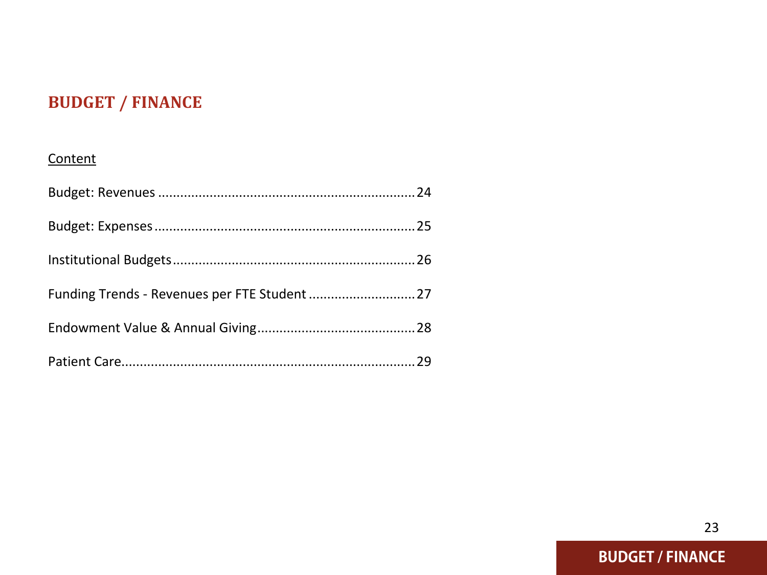# BUDGET / FINANCE

Content

Budget: Revenues ..................................................................... 24

Budget: Expenses ...................................................................... 25

Institutional Budgets ................................................................. 26

Funding Trends - Revenues per FTE Student ............................ 27

Endowment Value & Annual Giving .......................................... 28

Patient Care ............................................................................... 29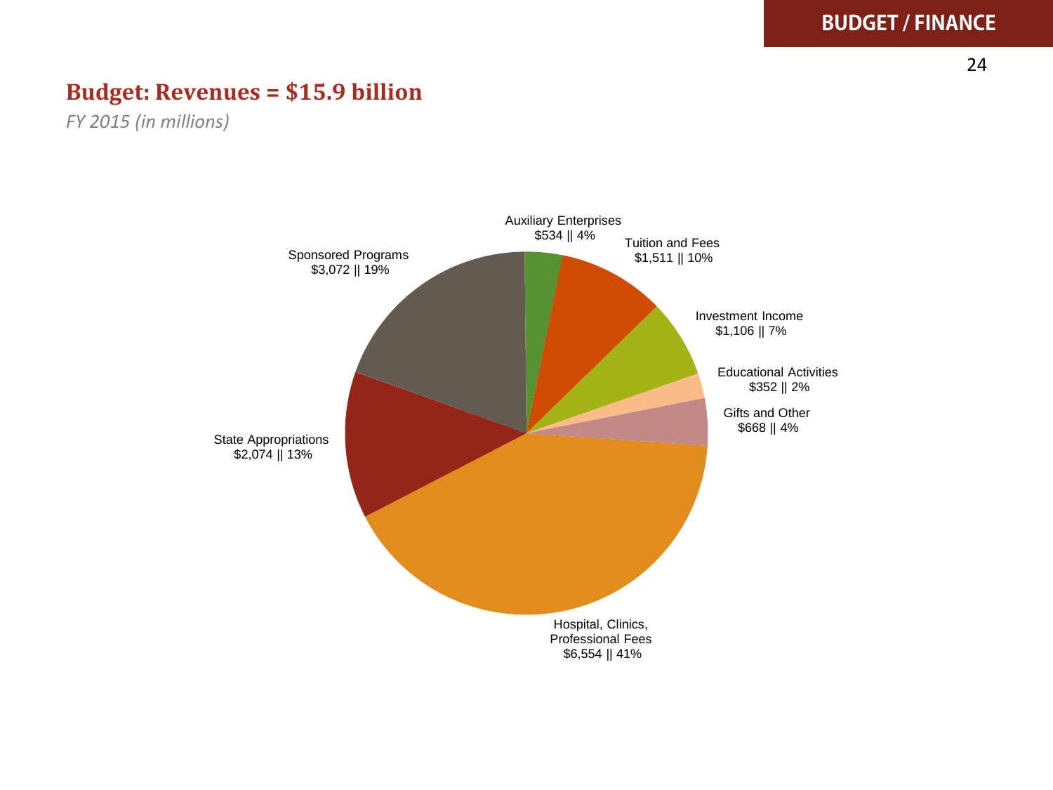## Budget: Revenues = $15.9 billion

*FY 2015 (in millions)*

Auxiliary Enterprises
$534 || 4%

Tuition and Fees
$1,511 || 10%

Investment Income
$1,106 || 7%

Educational Activities
$352 || 2%

Gifts and Other
$668 || 4%

Hospital, Clinics, Professional Fees
$6,554 || 41%

State Appropriations
$2,074 || 13%

Sponsored Programs
$3,072 || 19%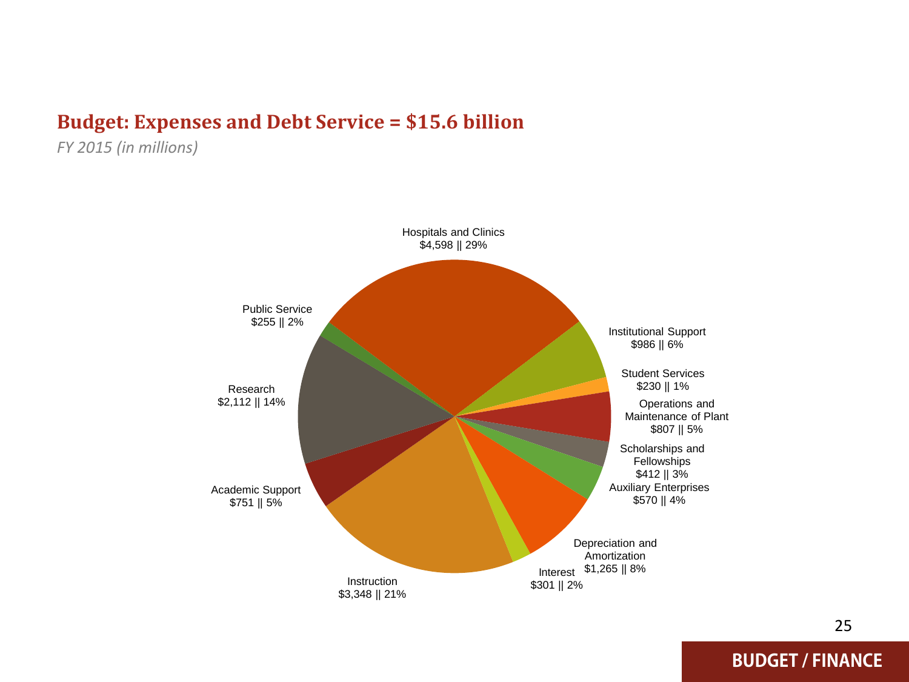## Budget: Expenses and Debt Service = $15.6 billion

*FY 2015 (in millions)*

Hospitals and Clinics
$4,598 || 29%

Institutional Support
$986 || 6%

Student Services
$230 || 1%

Operations and Maintenance of Plant
$807 || 5%

Scholarships and Fellowships
$412 || 3%

Auxiliary Enterprises
$570 || 4%

Depreciation and Amortization
$1,265 || 8%

Interest
$301 || 2%

Instruction
$3,348 || 21%

Academic Support
$751 || 5%

Research
$2,112 || 14%

Public Service
$255 || 2%

**BUDGET / FINANCE**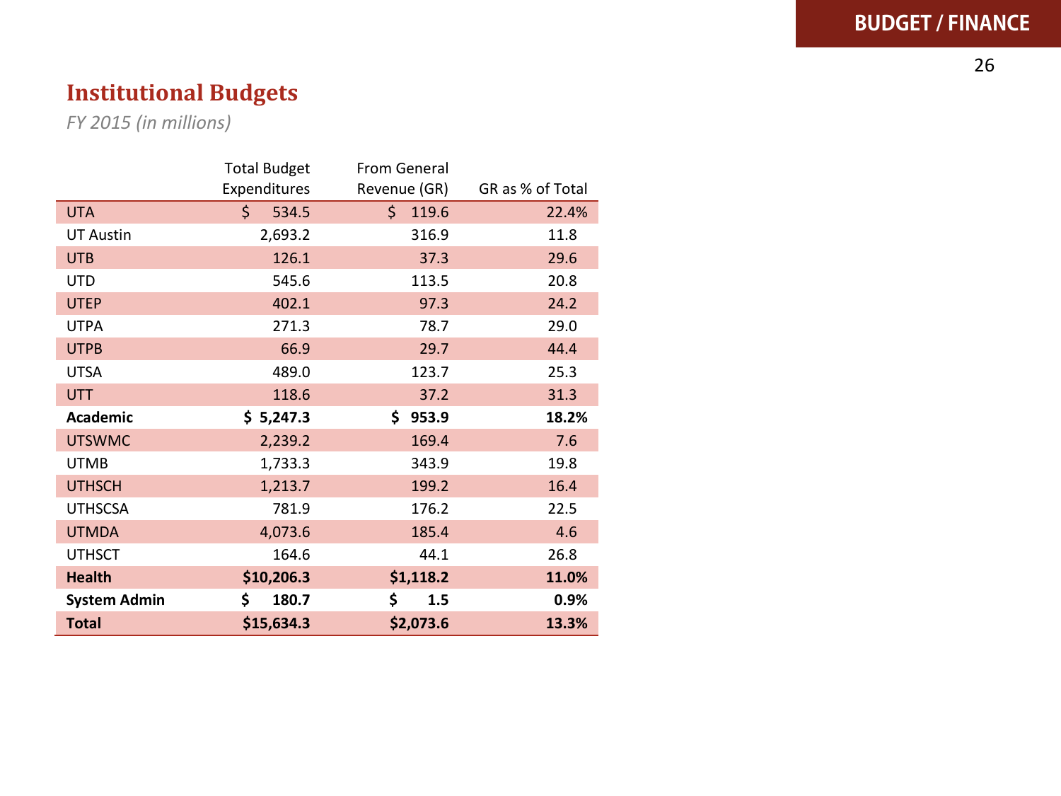## Institutional Budgets

*FY 2015 (in millions)*

| | Total Budget Expenditures | From General Revenue (GR) | GR as % of Total |
|---|---|---|---|
| UTA | $ 534.5 | $ 119.6 | 22.4% |
| UT Austin | 2,693.2 | 316.9 | 11.8 |
| UTB | 126.1 | 37.3 | 29.6 |
| UTD | 545.6 | 113.5 | 20.8 |
| UTEP | 402.1 | 97.3 | 24.2 |
| UTPA | 271.3 | 78.7 | 29.0 |
| UTPB | 66.9 | 29.7 | 44.4 |
| UTSA | 489.0 | 123.7 | 25.3 |
| UTT | 118.6 | 37.2 | 31.3 |
| **Academic** | **$ 5,247.3** | **$ 953.9** | **18.2%** |
| UTSWMC | 2,239.2 | 169.4 | 7.6 |
| UTMB | 1,733.3 | 343.9 | 19.8 |
| UTHSCH | 1,213.7 | 199.2 | 16.4 |
| UTHSCSA | 781.9 | 176.2 | 22.5 |
| UTMDA | 4,073.6 | 185.4 | 4.6 |
| UTHSCT | 164.6 | 44.1 | 26.8 |
| **Health** | **$10,206.3** | **$1,118.2** | **11.0%** |
| **System Admin** | **$ 180.7** | **$ 1.5** | **0.9%** |
| **Total** | **$15,634.3** | **$2,073.6** | **13.3%** |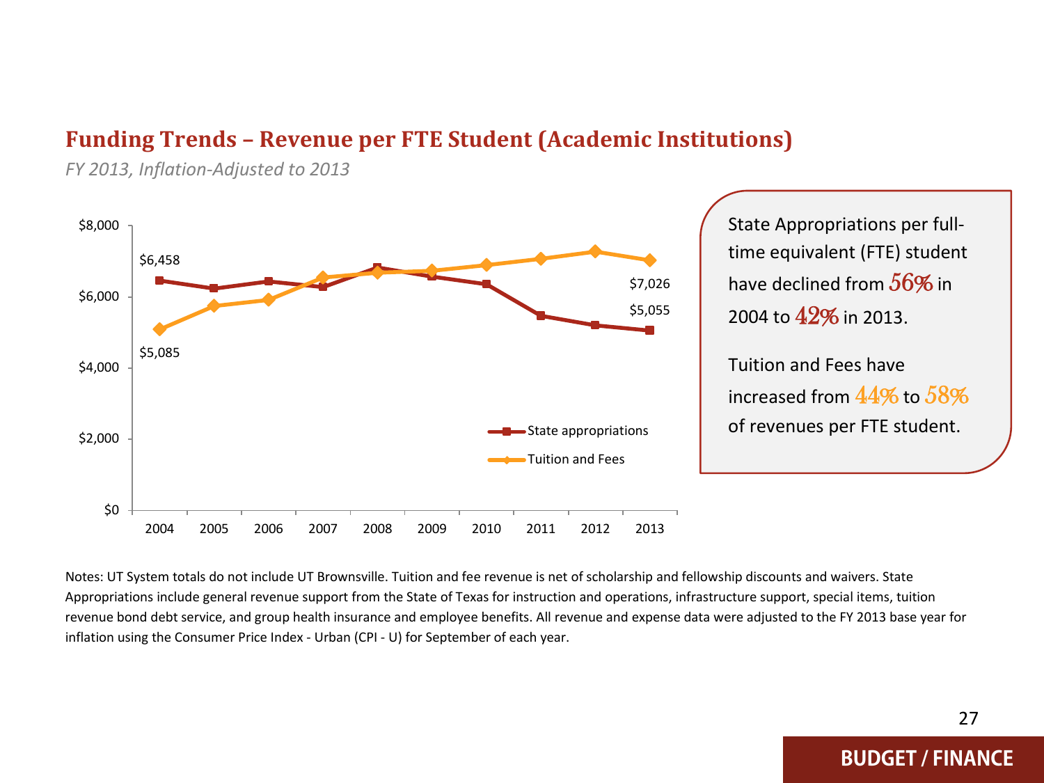## Funding Trends – Revenue per FTE Student (Academic Institutions)

*FY 2013, Inflation-Adjusted to 2013*

$8,000
$6,000
$4,000
$2,000
$0

2004 2005 2006 2007 2008 2009 2010 2011 2012 2013

$6,458
$5,085
$7,026
$5,055

State appropriations
Tuition and Fees

State Appropriations per full-time equivalent (FTE) student have declined from **56%** in 2004 to **42%** in 2013.

Tuition and Fees have increased from **44%** to **58%** of revenues per FTE student.

Notes: UT System totals do not include UT Brownsville. Tuition and fee revenue is net of scholarship and fellowship discounts and waivers. State Appropriations include general revenue support from the State of Texas for instruction and operations, infrastructure support, special items, tuition revenue bond debt service, and group health insurance and employee benefits. All revenue and expense data were adjusted to the FY 2013 base year for inflation using the Consumer Price Index - Urban (CPI - U) for September of each year.

**BUDGET / FINANCE**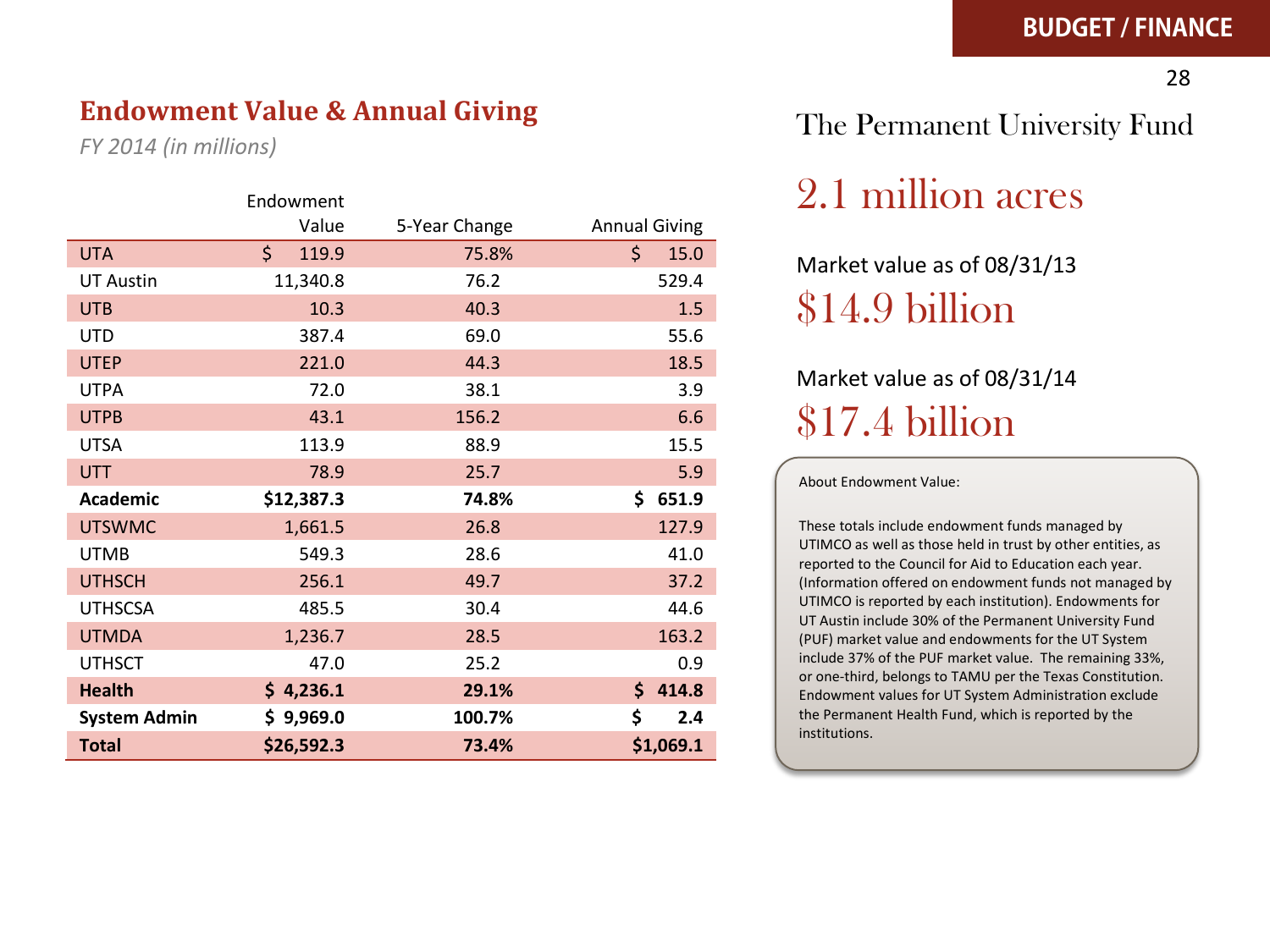## Endowment Value & Annual Giving

*FY 2014 (in millions)*

| | Endowment Value | 5-Year Change | Annual Giving |
|---|---|---|---|
| UTA | $ 119.9 | 75.8% | $ 15.0 |
| UT Austin | 11,340.8 | 76.2 | 529.4 |
| UTB | 10.3 | 40.3 | 1.5 |
| UTD | 387.4 | 69.0 | 55.6 |
| UTEP | 221.0 | 44.3 | 18.5 |
| UTPA | 72.0 | 38.1 | 3.9 |
| UTPB | 43.1 | 156.2 | 6.6 |
| UTSA | 113.9 | 88.9 | 15.5 |
| UTT | 78.9 | 25.7 | 5.9 |
| **Academic** | **$12,387.3** | **74.8%** | **$ 651.9** |
| UTSWMC | 1,661.5 | 26.8 | 127.9 |
| UTMB | 549.3 | 28.6 | 41.0 |
| UTHSCH | 256.1 | 49.7 | 37.2 |
| UTHSCSA | 485.5 | 30.4 | 44.6 |
| UTMDA | 1,236.7 | 28.5 | 163.2 |
| UTHSCT | 47.0 | 25.2 | 0.9 |
| **Health** | **$ 4,236.1** | **29.1%** | **$ 414.8** |
| **System Admin** | **$ 9,969.0** | **100.7%** | **$ 2.4** |
| **Total** | **$26,592.3** | **73.4%** | **$1,069.1** |

## The Permanent University Fund

### 2.1 million acres

Market value as of 08/31/13

### $14.9 billion

Market value as of 08/31/14

### $17.4 billion

About Endowment Value:

These totals include endowment funds managed by UTIMCO as well as those held in trust by other entities, as reported to the Council for Aid to Education each year. (Information offered on endowment funds not managed by UTIMCO is reported by each institution). Endowments for UT Austin include 30% of the Permanent University Fund (PUF) market value and endowments for the UT System include 37% of the PUF market value. The remaining 33%, or one-third, belongs to TAMU per the Texas Constitution. Endowment values for UT System Administration exclude the Permanent Health Fund, which is reported by the institutions.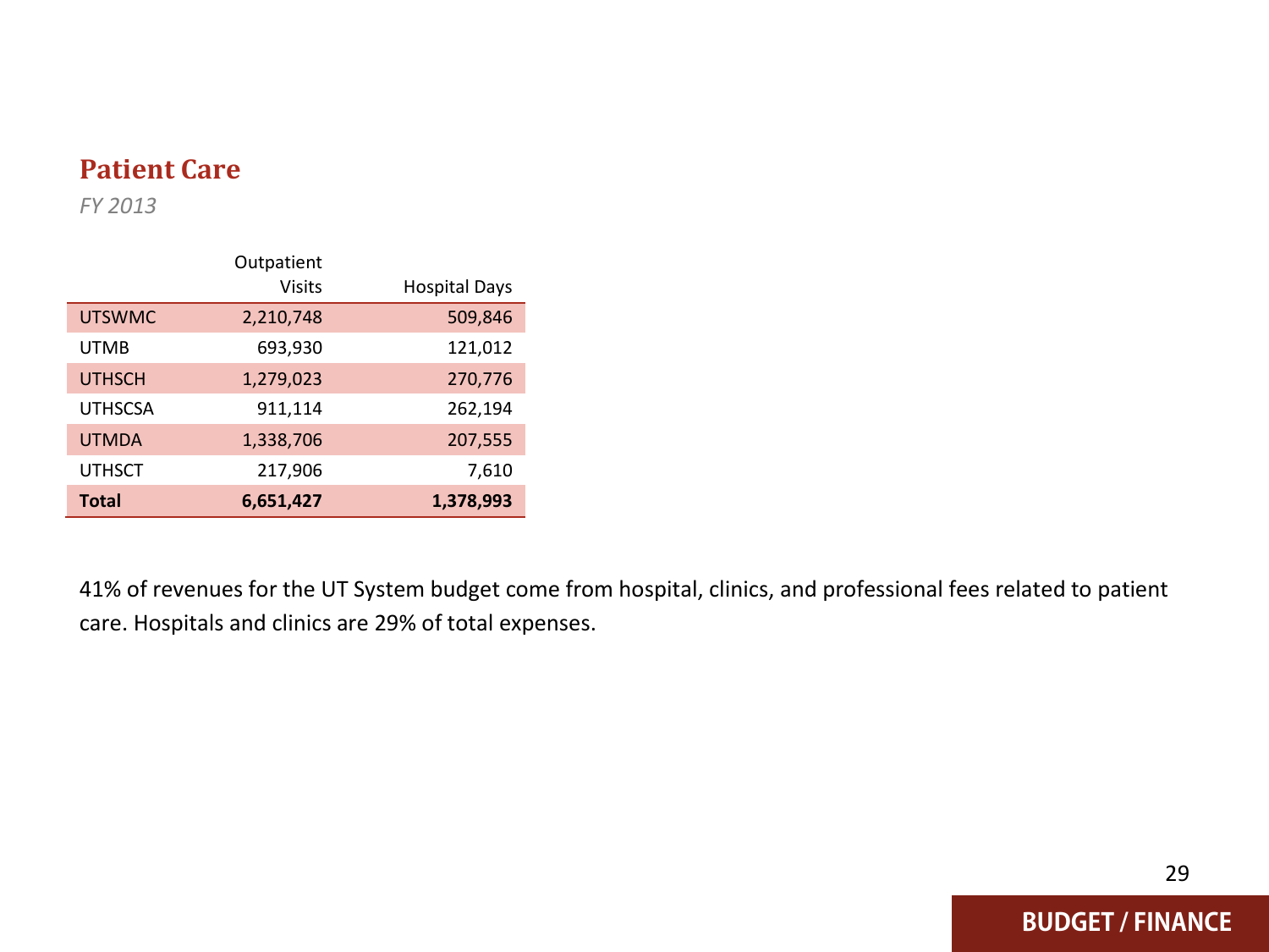## Patient Care

*FY 2013*

| | Outpatient Visits | Hospital Days |
|---|---:|---:|
| UTSWMC | 2,210,748 | 509,846 |
| UTMB | 693,930 | 121,012 |
| UTHSCH | 1,279,023 | 270,776 |
| UTHSCSA | 911,114 | 262,194 |
| UTMDA | 1,338,706 | 207,555 |
| UTHSCT | 217,906 | 7,610 |
| **Total** | **6,651,427** | **1,378,993** |

41% of revenues for the UT System budget come from hospital, clinics, and professional fees related to patient care. Hospitals and clinics are 29% of total expenses.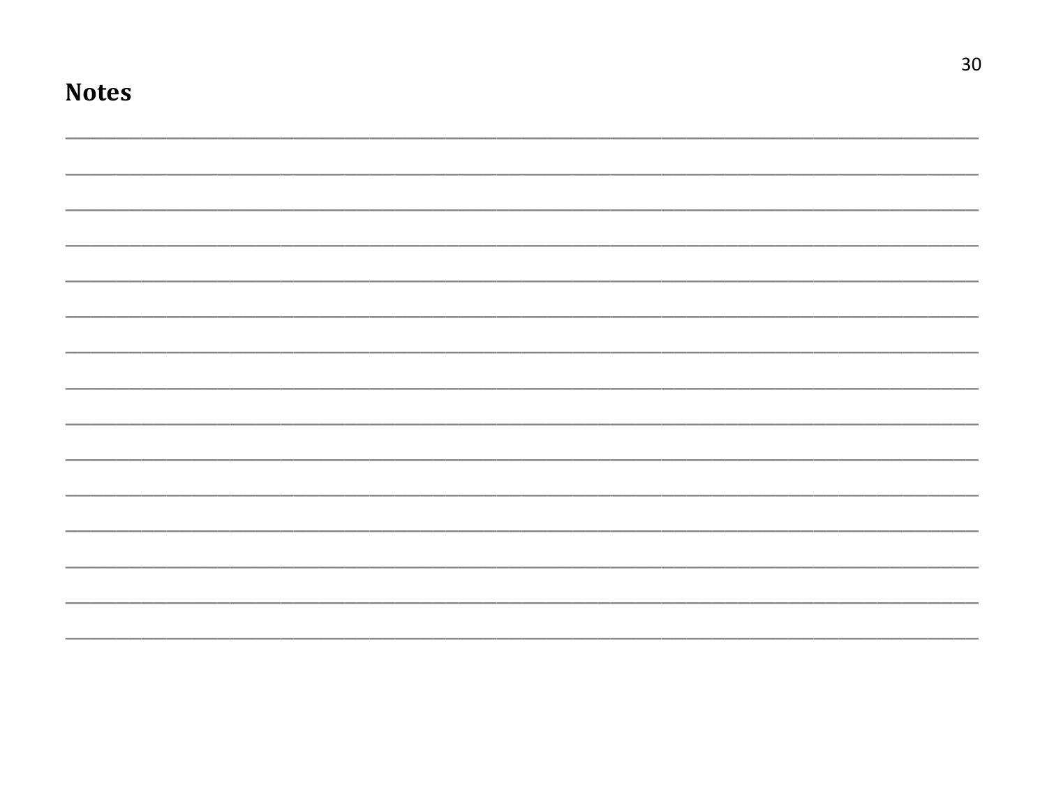# Notes